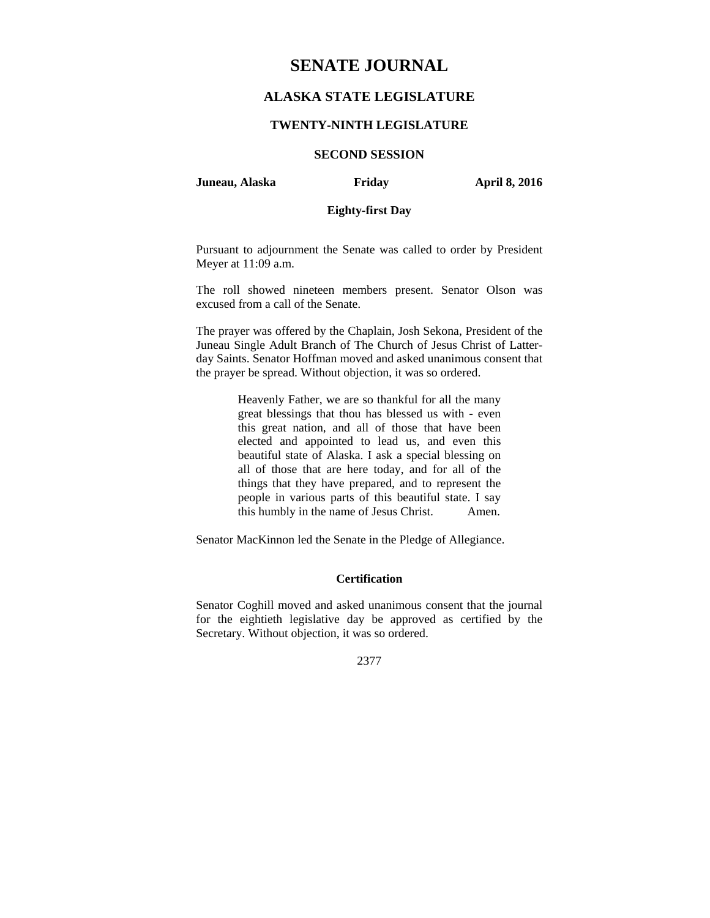# SENATE JOURNAL

## ALASKA STATE LEGISLATURE

### TWENTY-NINTH LEGISLATURE

### SECOND SESSION

**Juneau, Alaska** **Friday** **April 8, 2016**

**Eighty-first Day**

Pursuant to adjournment the Senate was called to order by President Meyer at 11:09 a.m.

The roll showed nineteen members present. Senator Olson was excused from a call of the Senate.

The prayer was offered by the Chaplain, Josh Sekona, President of the Juneau Single Adult Branch of The Church of Jesus Christ of Latter-day Saints. Senator Hoffman moved and asked unanimous consent that the prayer be spread. Without objection, it was so ordered.

> Heavenly Father, we are so thankful for all the many great blessings that thou has blessed us with - even this great nation, and all of those that have been elected and appointed to lead us, and even this beautiful state of Alaska. I ask a special blessing on all of those that are here today, and for all of the things that they have prepared, and to represent the people in various parts of this beautiful state. I say this humbly in the name of Jesus Christ. Amen.

Senator MacKinnon led the Senate in the Pledge of Allegiance.

**Certification**

Senator Coghill moved and asked unanimous consent that the journal for the eightieth legislative day be approved as certified by the Secretary. Without objection, it was so ordered.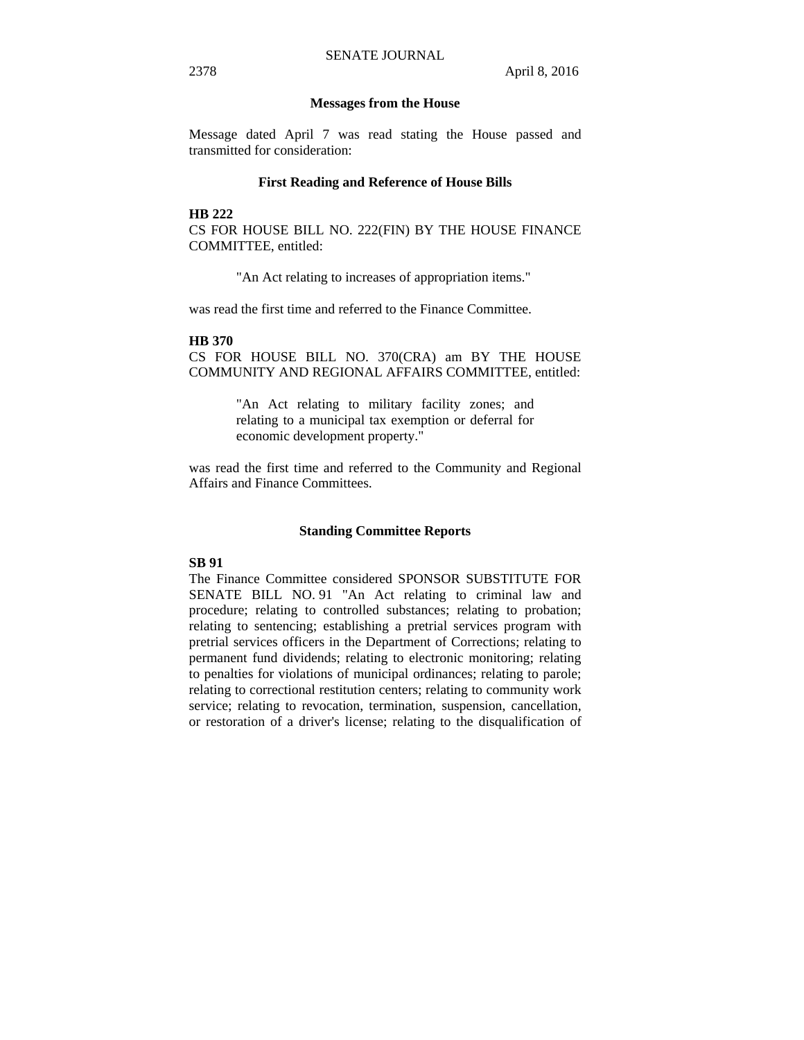## Messages from the House

Message dated April 7 was read stating the House passed and transmitted for consideration:

### First Reading and Reference of House Bills

**HB 222**
CS FOR HOUSE BILL NO. 222(FIN) BY THE HOUSE FINANCE COMMITTEE, entitled:

> "An Act relating to increases of appropriation items."

was read the first time and referred to the Finance Committee.

**HB 370**
CS FOR HOUSE BILL NO. 370(CRA) am BY THE HOUSE COMMUNITY AND REGIONAL AFFAIRS COMMITTEE, entitled:

> "An Act relating to military facility zones; and relating to a municipal tax exemption or deferral for economic development property."

was read the first time and referred to the Community and Regional Affairs and Finance Committees.

## Standing Committee Reports

**SB 91**
The Finance Committee considered SPONSOR SUBSTITUTE FOR SENATE BILL NO. 91 "An Act relating to criminal law and procedure; relating to controlled substances; relating to probation; relating to sentencing; establishing a pretrial services program with pretrial services officers in the Department of Corrections; relating to permanent fund dividends; relating to electronic monitoring; relating to penalties for violations of municipal ordinances; relating to parole; relating to correctional restitution centers; relating to community work service; relating to revocation, termination, suspension, cancellation, or restoration of a driver's license; relating to the disqualification of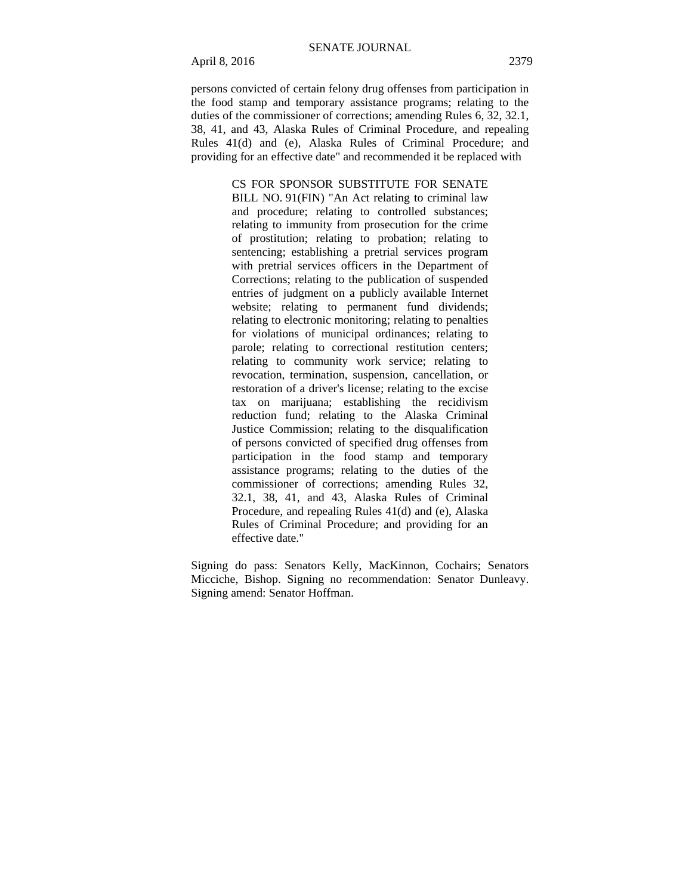persons convicted of certain felony drug offenses from participation in the food stamp and temporary assistance programs; relating to the duties of the commissioner of corrections; amending Rules 6, 32, 32.1, 38, 41, and 43, Alaska Rules of Criminal Procedure, and repealing Rules 41(d) and (e), Alaska Rules of Criminal Procedure; and providing for an effective date" and recommended it be replaced with

> CS FOR SPONSOR SUBSTITUTE FOR SENATE BILL NO. 91(FIN) "An Act relating to criminal law and procedure; relating to controlled substances; relating to immunity from prosecution for the crime of prostitution; relating to probation; relating to sentencing; establishing a pretrial services program with pretrial services officers in the Department of Corrections; relating to the publication of suspended entries of judgment on a publicly available Internet website; relating to permanent fund dividends; relating to electronic monitoring; relating to penalties for violations of municipal ordinances; relating to parole; relating to correctional restitution centers; relating to community work service; relating to revocation, termination, suspension, cancellation, or restoration of a driver's license; relating to the excise tax on marijuana; establishing the recidivism reduction fund; relating to the Alaska Criminal Justice Commission; relating to the disqualification of persons convicted of specified drug offenses from participation in the food stamp and temporary assistance programs; relating to the duties of the commissioner of corrections; amending Rules 32, 32.1, 38, 41, and 43, Alaska Rules of Criminal Procedure, and repealing Rules 41(d) and (e), Alaska Rules of Criminal Procedure; and providing for an effective date."

Signing do pass: Senators Kelly, MacKinnon, Cochairs; Senators Micciche, Bishop. Signing no recommendation: Senator Dunleavy. Signing amend: Senator Hoffman.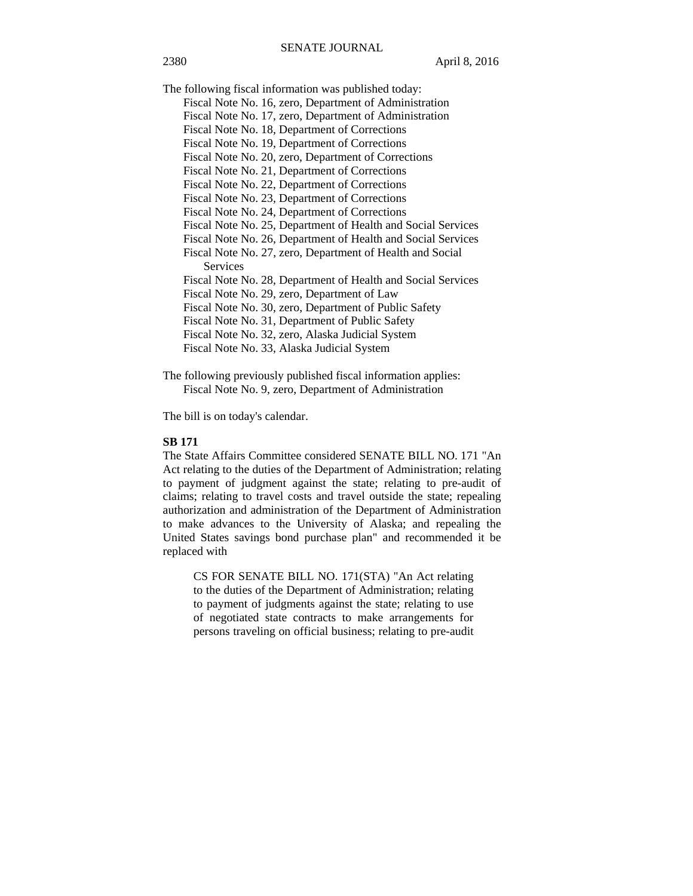The following fiscal information was published today:

Fiscal Note No. 16, zero, Department of Administration
Fiscal Note No. 17, zero, Department of Administration
Fiscal Note No. 18, Department of Corrections
Fiscal Note No. 19, Department of Corrections
Fiscal Note No. 20, zero, Department of Corrections
Fiscal Note No. 21, Department of Corrections
Fiscal Note No. 22, Department of Corrections
Fiscal Note No. 23, Department of Corrections
Fiscal Note No. 24, Department of Corrections
Fiscal Note No. 25, Department of Health and Social Services
Fiscal Note No. 26, Department of Health and Social Services
Fiscal Note No. 27, zero, Department of Health and Social Services
Fiscal Note No. 28, Department of Health and Social Services
Fiscal Note No. 29, zero, Department of Law
Fiscal Note No. 30, zero, Department of Public Safety
Fiscal Note No. 31, Department of Public Safety
Fiscal Note No. 32, zero, Alaska Judicial System
Fiscal Note No. 33, Alaska Judicial System

The following previously published fiscal information applies:

Fiscal Note No. 9, zero, Department of Administration

The bill is on today's calendar.

**SB 171**

The State Affairs Committee considered SENATE BILL NO. 171 "An Act relating to the duties of the Department of Administration; relating to payment of judgment against the state; relating to pre-audit of claims; relating to travel costs and travel outside the state; repealing authorization and administration of the Department of Administration to make advances to the University of Alaska; and repealing the United States savings bond purchase plan" and recommended it be replaced with

> CS FOR SENATE BILL NO. 171(STA) "An Act relating to the duties of the Department of Administration; relating to payment of judgments against the state; relating to use of negotiated state contracts to make arrangements for persons traveling on official business; relating to pre-audit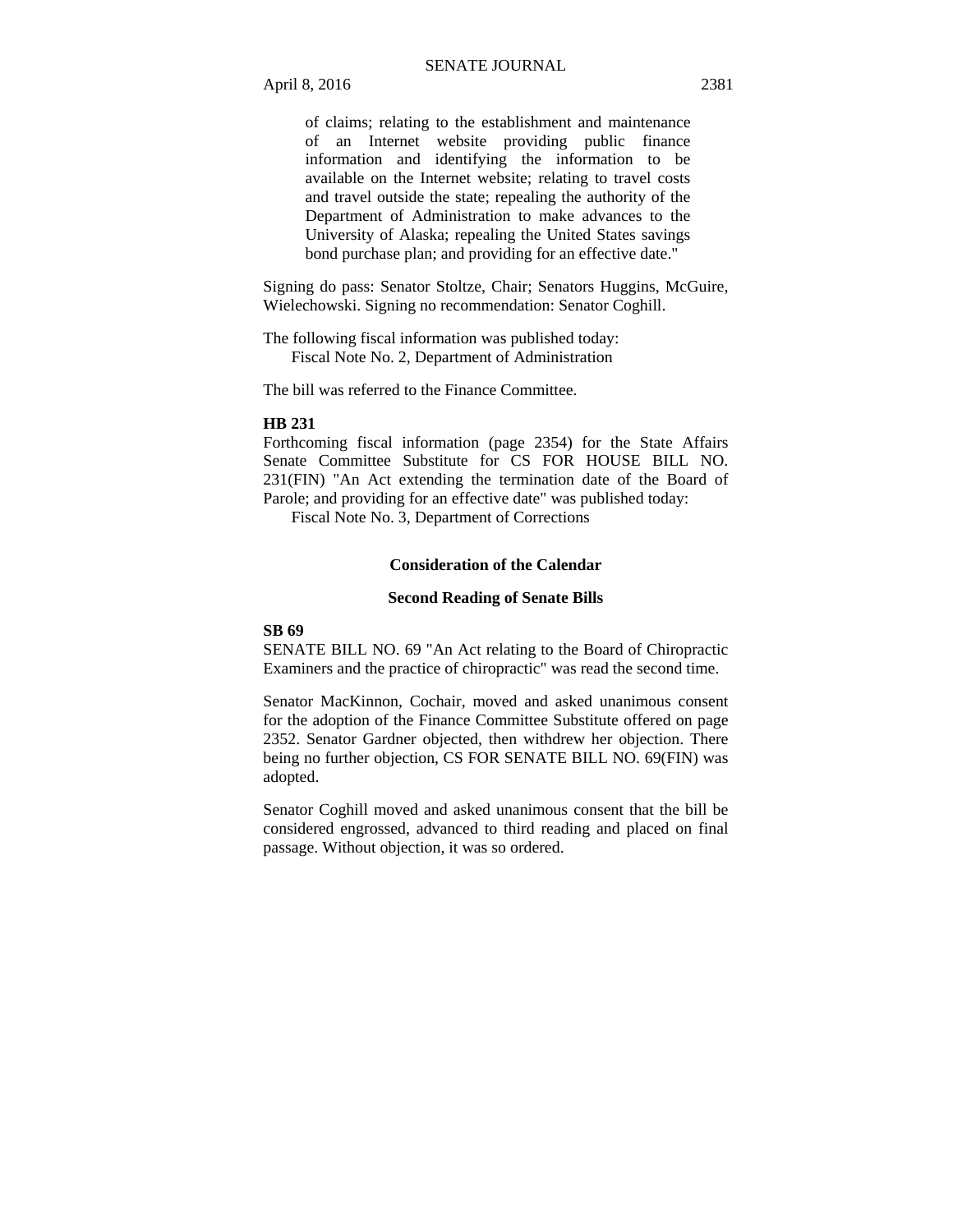of claims; relating to the establishment and maintenance of an Internet website providing public finance information and identifying the information to be available on the Internet website; relating to travel costs and travel outside the state; repealing the authority of the Department of Administration to make advances to the University of Alaska; repealing the United States savings bond purchase plan; and providing for an effective date."

Signing do pass: Senator Stoltze, Chair; Senators Huggins, McGuire, Wielechowski. Signing no recommendation: Senator Coghill.

The following fiscal information was published today:
Fiscal Note No. 2, Department of Administration

The bill was referred to the Finance Committee.

**HB 231**

Forthcoming fiscal information (page 2354) for the State Affairs Senate Committee Substitute for CS FOR HOUSE BILL NO. 231(FIN) "An Act extending the termination date of the Board of Parole; and providing for an effective date" was published today:
Fiscal Note No. 3, Department of Corrections

## Consideration of the Calendar

### Second Reading of Senate Bills

**SB 69**

SENATE BILL NO. 69 "An Act relating to the Board of Chiropractic Examiners and the practice of chiropractic" was read the second time.

Senator MacKinnon, Cochair, moved and asked unanimous consent for the adoption of the Finance Committee Substitute offered on page 2352. Senator Gardner objected, then withdrew her objection. There being no further objection, CS FOR SENATE BILL NO. 69(FIN) was adopted.

Senator Coghill moved and asked unanimous consent that the bill be considered engrossed, advanced to third reading and placed on final passage. Without objection, it was so ordered.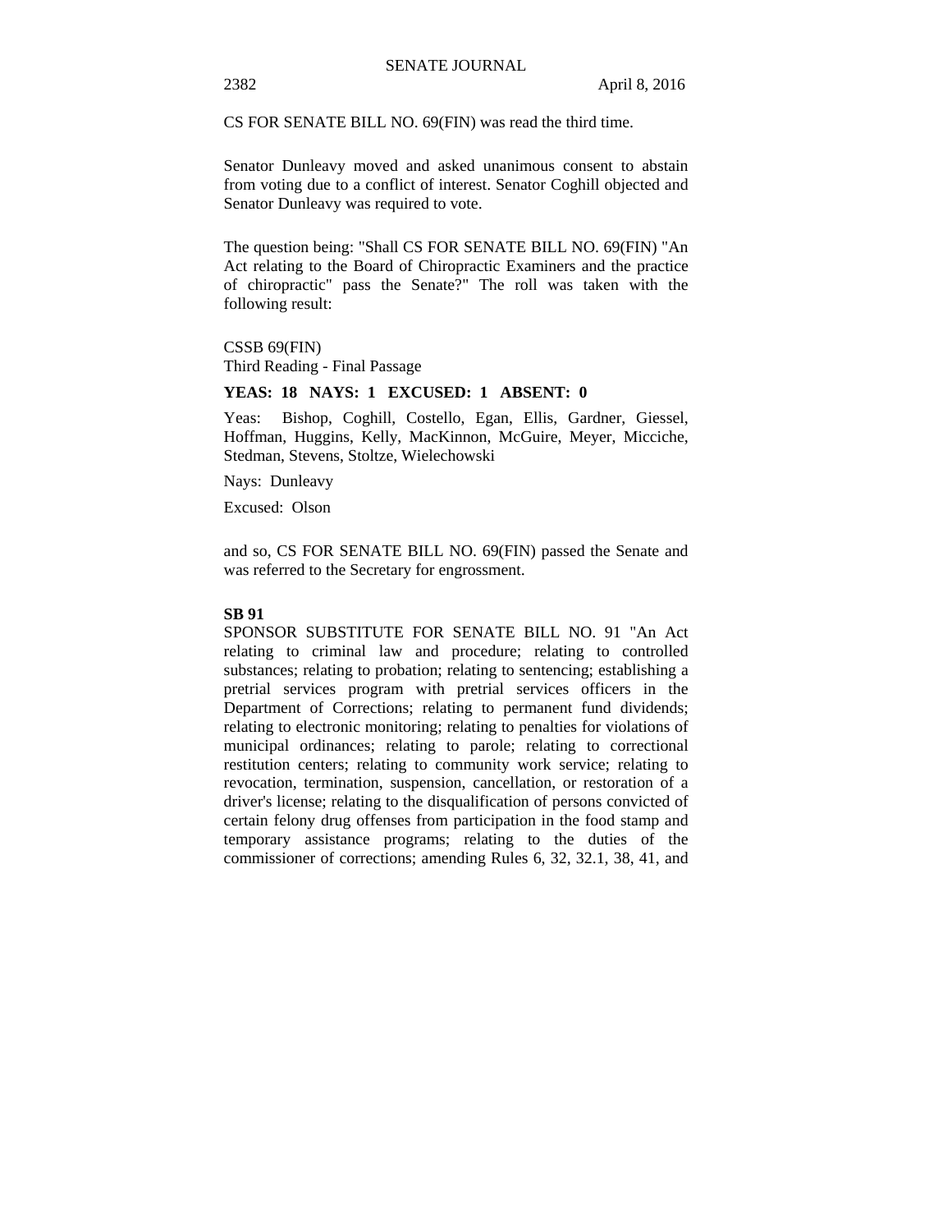CS FOR SENATE BILL NO. 69(FIN) was read the third time.

Senator Dunleavy moved and asked unanimous consent to abstain from voting due to a conflict of interest. Senator Coghill objected and Senator Dunleavy was required to vote.

The question being: "Shall CS FOR SENATE BILL NO. 69(FIN) "An Act relating to the Board of Chiropractic Examiners and the practice of chiropractic" pass the Senate?" The roll was taken with the following result:

CSSB 69(FIN)
Third Reading - Final Passage

**YEAS: 18 NAYS: 1 EXCUSED: 1 ABSENT: 0**

Yeas: Bishop, Coghill, Costello, Egan, Ellis, Gardner, Giessel, Hoffman, Huggins, Kelly, MacKinnon, McGuire, Meyer, Micciche, Stedman, Stevens, Stoltze, Wielechowski

Nays: Dunleavy

Excused: Olson

and so, CS FOR SENATE BILL NO. 69(FIN) passed the Senate and was referred to the Secretary for engrossment.

**SB 91**

SPONSOR SUBSTITUTE FOR SENATE BILL NO. 91 "An Act relating to criminal law and procedure; relating to controlled substances; relating to probation; relating to sentencing; establishing a pretrial services program with pretrial services officers in the Department of Corrections; relating to permanent fund dividends; relating to electronic monitoring; relating to penalties for violations of municipal ordinances; relating to parole; relating to correctional restitution centers; relating to community work service; relating to revocation, termination, suspension, cancellation, or restoration of a driver's license; relating to the disqualification of persons convicted of certain felony drug offenses from participation in the food stamp and temporary assistance programs; relating to the duties of the commissioner of corrections; amending Rules 6, 32, 32.1, 38, 41, and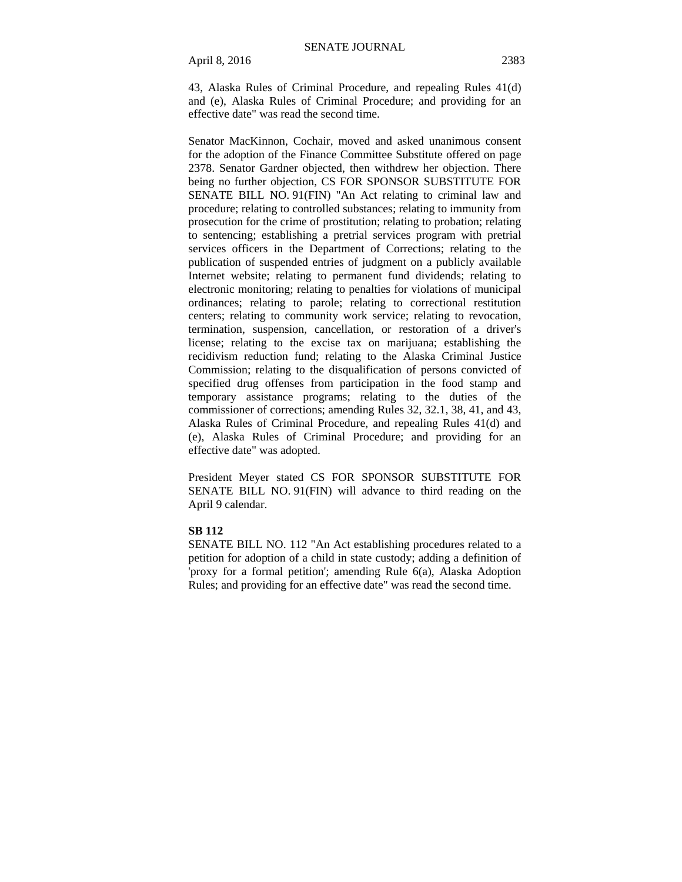43, Alaska Rules of Criminal Procedure, and repealing Rules 41(d) and (e), Alaska Rules of Criminal Procedure; and providing for an effective date" was read the second time.

Senator MacKinnon, Cochair, moved and asked unanimous consent for the adoption of the Finance Committee Substitute offered on page 2378. Senator Gardner objected, then withdrew her objection. There being no further objection, CS FOR SPONSOR SUBSTITUTE FOR SENATE BILL NO. 91(FIN) "An Act relating to criminal law and procedure; relating to controlled substances; relating to immunity from prosecution for the crime of prostitution; relating to probation; relating to sentencing; establishing a pretrial services program with pretrial services officers in the Department of Corrections; relating to the publication of suspended entries of judgment on a publicly available Internet website; relating to permanent fund dividends; relating to electronic monitoring; relating to penalties for violations of municipal ordinances; relating to parole; relating to correctional restitution centers; relating to community work service; relating to revocation, termination, suspension, cancellation, or restoration of a driver's license; relating to the excise tax on marijuana; establishing the recidivism reduction fund; relating to the Alaska Criminal Justice Commission; relating to the disqualification of persons convicted of specified drug offenses from participation in the food stamp and temporary assistance programs; relating to the duties of the commissioner of corrections; amending Rules 32, 32.1, 38, 41, and 43, Alaska Rules of Criminal Procedure, and repealing Rules 41(d) and (e), Alaska Rules of Criminal Procedure; and providing for an effective date" was adopted.

President Meyer stated CS FOR SPONSOR SUBSTITUTE FOR SENATE BILL NO. 91(FIN) will advance to third reading on the April 9 calendar.

**SB 112**

SENATE BILL NO. 112 "An Act establishing procedures related to a petition for adoption of a child in state custody; adding a definition of 'proxy for a formal petition'; amending Rule 6(a), Alaska Adoption Rules; and providing for an effective date" was read the second time.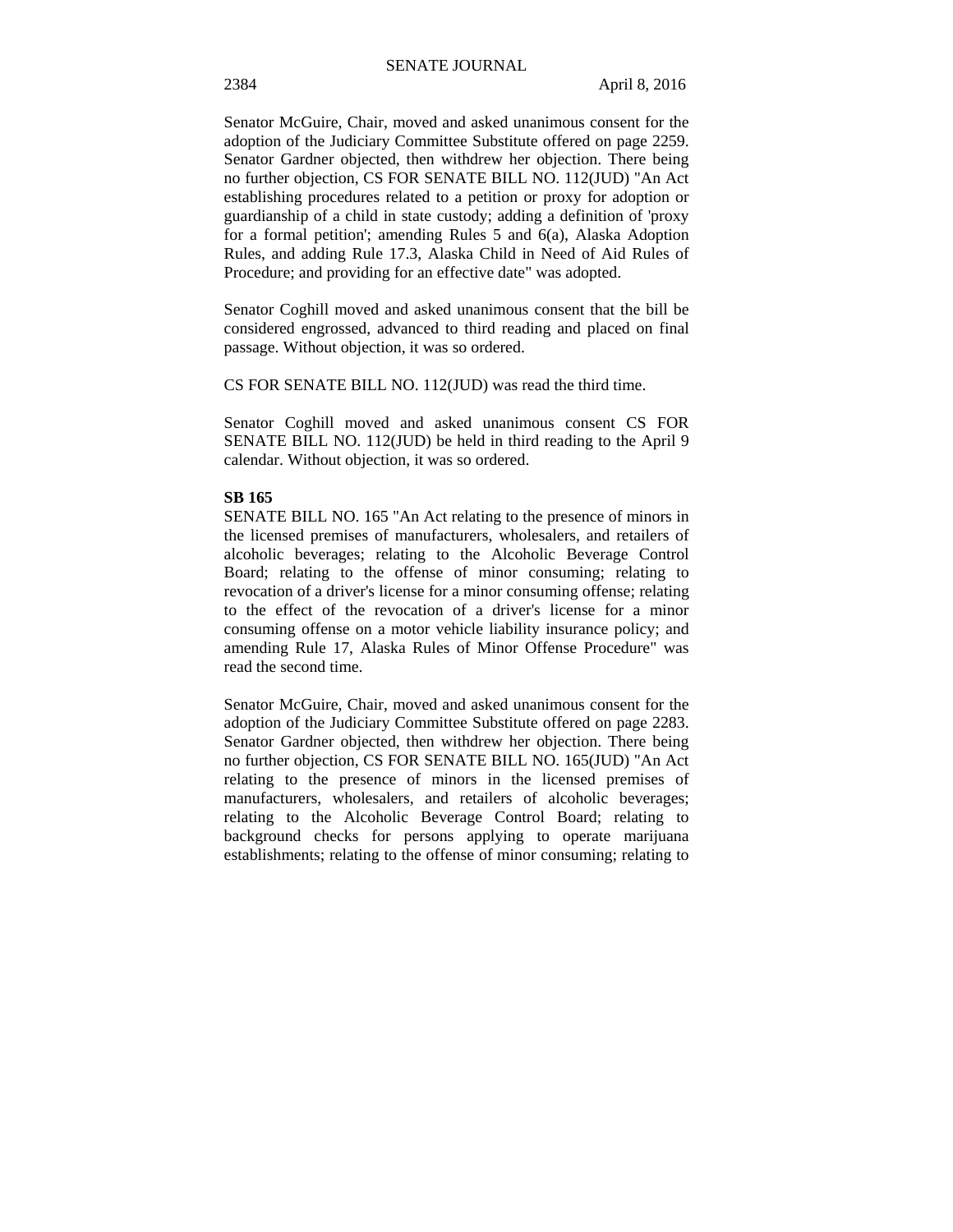Senator McGuire, Chair, moved and asked unanimous consent for the adoption of the Judiciary Committee Substitute offered on page 2259. Senator Gardner objected, then withdrew her objection. There being no further objection, CS FOR SENATE BILL NO. 112(JUD) "An Act establishing procedures related to a petition or proxy for adoption or guardianship of a child in state custody; adding a definition of 'proxy for a formal petition'; amending Rules 5 and 6(a), Alaska Adoption Rules, and adding Rule 17.3, Alaska Child in Need of Aid Rules of Procedure; and providing for an effective date" was adopted.

Senator Coghill moved and asked unanimous consent that the bill be considered engrossed, advanced to third reading and placed on final passage. Without objection, it was so ordered.

CS FOR SENATE BILL NO. 112(JUD) was read the third time.

Senator Coghill moved and asked unanimous consent CS FOR SENATE BILL NO. 112(JUD) be held in third reading to the April 9 calendar. Without objection, it was so ordered.

**SB 165**

SENATE BILL NO. 165 "An Act relating to the presence of minors in the licensed premises of manufacturers, wholesalers, and retailers of alcoholic beverages; relating to the Alcoholic Beverage Control Board; relating to the offense of minor consuming; relating to revocation of a driver's license for a minor consuming offense; relating to the effect of the revocation of a driver's license for a minor consuming offense on a motor vehicle liability insurance policy; and amending Rule 17, Alaska Rules of Minor Offense Procedure" was read the second time.

Senator McGuire, Chair, moved and asked unanimous consent for the adoption of the Judiciary Committee Substitute offered on page 2283. Senator Gardner objected, then withdrew her objection. There being no further objection, CS FOR SENATE BILL NO. 165(JUD) "An Act relating to the presence of minors in the licensed premises of manufacturers, wholesalers, and retailers of alcoholic beverages; relating to the Alcoholic Beverage Control Board; relating to background checks for persons applying to operate marijuana establishments; relating to the offense of minor consuming; relating to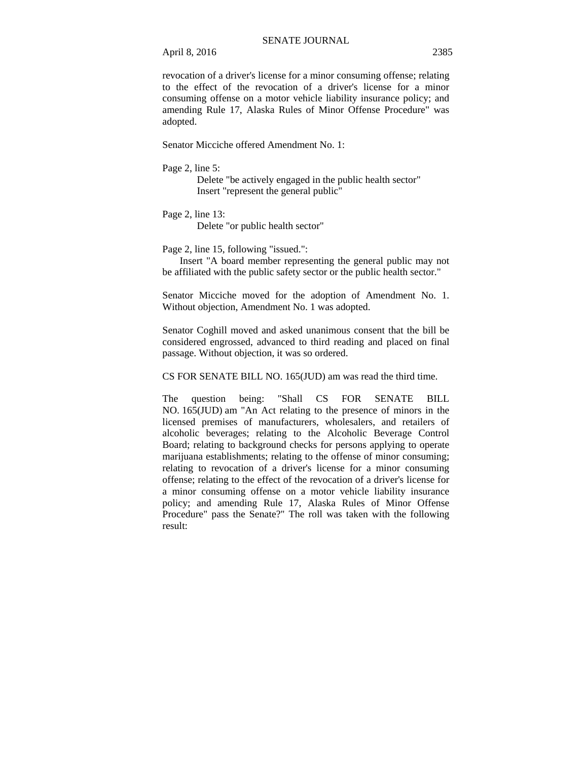revocation of a driver's license for a minor consuming offense; relating to the effect of the revocation of a driver's license for a minor consuming offense on a motor vehicle liability insurance policy; and amending Rule 17, Alaska Rules of Minor Offense Procedure" was adopted.

Senator Micciche offered Amendment No. 1:

Page 2, line 5:
Delete "be actively engaged in the public health sector"
Insert "represent the general public"

Page 2, line 13:
Delete "or public health sector"

Page 2, line 15, following "issued.":
Insert "A board member representing the general public may not be affiliated with the public safety sector or the public health sector."

Senator Micciche moved for the adoption of Amendment No. 1. Without objection, Amendment No. 1 was adopted.

Senator Coghill moved and asked unanimous consent that the bill be considered engrossed, advanced to third reading and placed on final passage. Without objection, it was so ordered.

CS FOR SENATE BILL NO. 165(JUD) am was read the third time.

The question being: "Shall CS FOR SENATE BILL NO. 165(JUD) am "An Act relating to the presence of minors in the licensed premises of manufacturers, wholesalers, and retailers of alcoholic beverages; relating to the Alcoholic Beverage Control Board; relating to background checks for persons applying to operate marijuana establishments; relating to the offense of minor consuming; relating to revocation of a driver's license for a minor consuming offense; relating to the effect of the revocation of a driver's license for a minor consuming offense on a motor vehicle liability insurance policy; and amending Rule 17, Alaska Rules of Minor Offense Procedure" pass the Senate?" The roll was taken with the following result: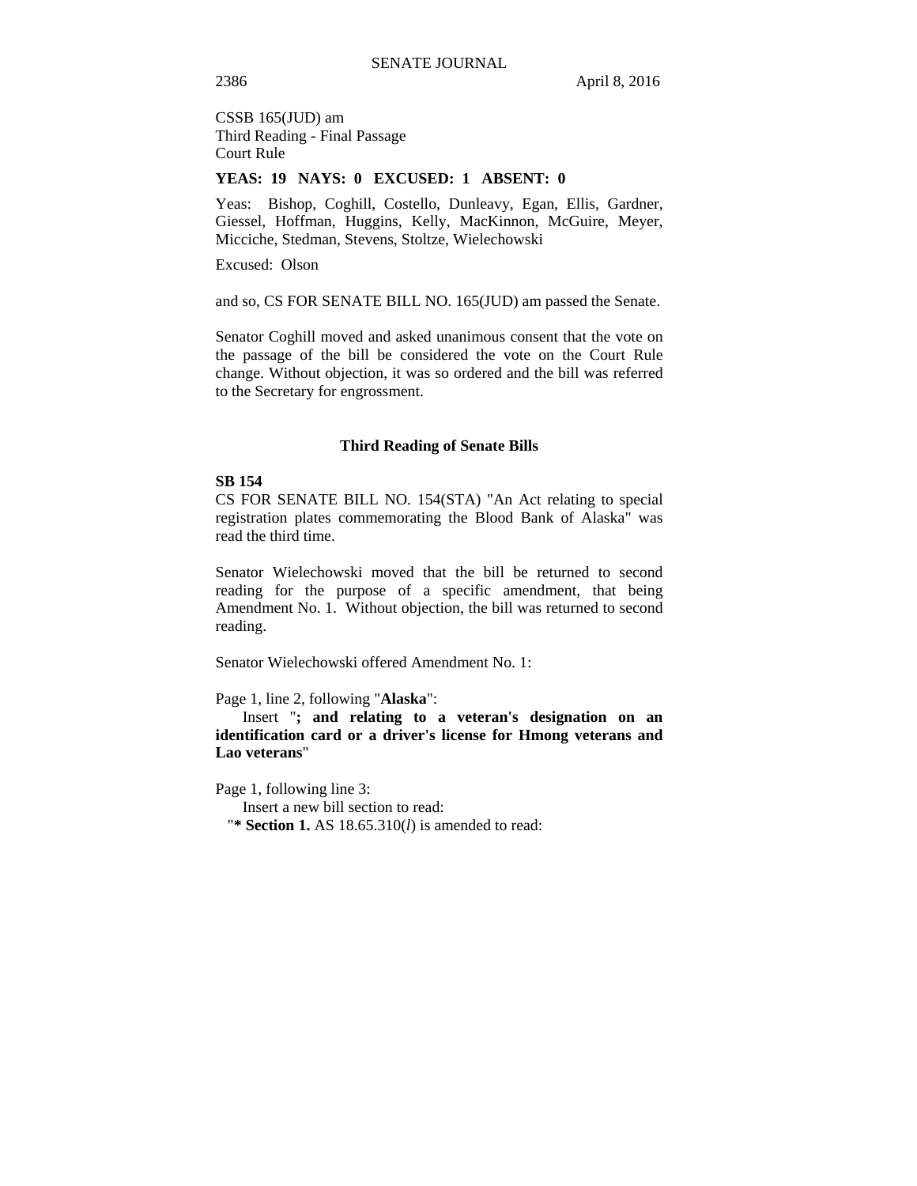CSSB 165(JUD) am
Third Reading - Final Passage
Court Rule

**YEAS: 19 NAYS: 0 EXCUSED: 1 ABSENT: 0**

Yeas: Bishop, Coghill, Costello, Dunleavy, Egan, Ellis, Gardner, Giessel, Hoffman, Huggins, Kelly, MacKinnon, McGuire, Meyer, Micciche, Stedman, Stevens, Stoltze, Wielechowski

Excused: Olson

and so, CS FOR SENATE BILL NO. 165(JUD) am passed the Senate.

Senator Coghill moved and asked unanimous consent that the vote on the passage of the bill be considered the vote on the Court Rule change. Without objection, it was so ordered and the bill was referred to the Secretary for engrossment.

### Third Reading of Senate Bills

**SB 154**

CS FOR SENATE BILL NO. 154(STA) "An Act relating to special registration plates commemorating the Blood Bank of Alaska" was read the third time.

Senator Wielechowski moved that the bill be returned to second reading for the purpose of a specific amendment, that being Amendment No. 1. Without objection, the bill was returned to second reading.

Senator Wielechowski offered Amendment No. 1:

Page 1, line 2, following "**Alaska**":

Insert "**; and relating to a veteran's designation on an identification card or a driver's license for Hmong veterans and Lao veterans**"

Page 1, following line 3:

Insert a new bill section to read:

"**\* Section 1.** AS 18.65.310(*l*) is amended to read: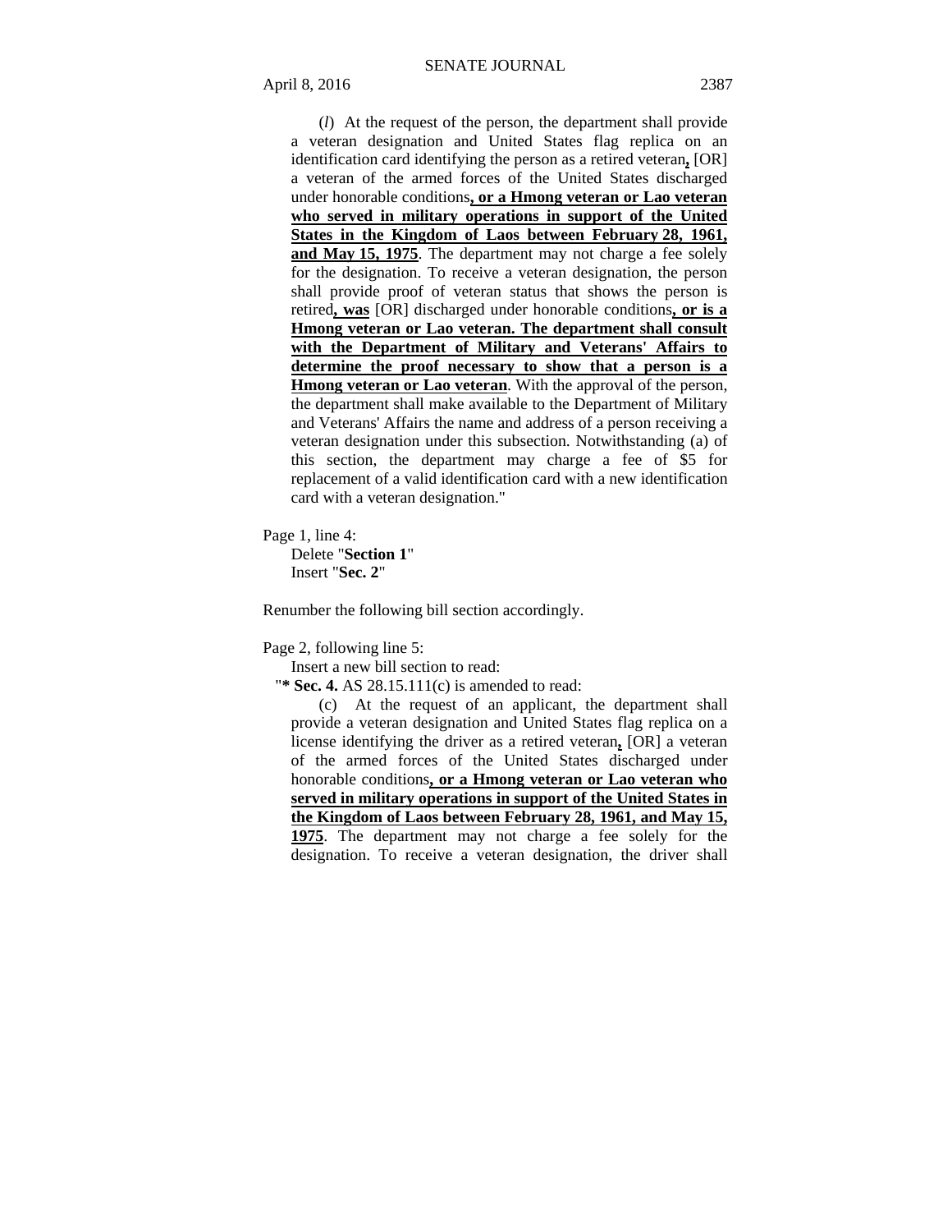(*l*) At the request of the person, the department shall provide a veteran designation and United States flag replica on an identification card identifying the person as a retired veteran**,** [OR] a veteran of the armed forces of the United States discharged under honorable conditions**, or a Hmong veteran or Lao veteran who served in military operations in support of the United States in the Kingdom of Laos between February 28, 1961, and May 15, 1975**. The department may not charge a fee solely for the designation. To receive a veteran designation, the person shall provide proof of veteran status that shows the person is retired**, was** [OR] discharged under honorable conditions**, or is a Hmong veteran or Lao veteran. The department shall consult with the Department of Military and Veterans' Affairs to determine the proof necessary to show that a person is a Hmong veteran or Lao veteran**. With the approval of the person, the department shall make available to the Department of Military and Veterans' Affairs the name and address of a person receiving a veteran designation under this subsection. Notwithstanding (a) of this section, the department may charge a fee of $5 for replacement of a valid identification card with a new identification card with a veteran designation."

Page 1, line 4:
Delete "**Section 1**"
Insert "**Sec. 2**"

Renumber the following bill section accordingly.

Page 2, following line 5:
Insert a new bill section to read:
"**\* Sec. 4.** AS 28.15.111(c) is amended to read:

(c) At the request of an applicant, the department shall provide a veteran designation and United States flag replica on a license identifying the driver as a retired veteran**,** [OR] a veteran of the armed forces of the United States discharged under honorable conditions**, or a Hmong veteran or Lao veteran who served in military operations in support of the United States in the Kingdom of Laos between February 28, 1961, and May 15, 1975**. The department may not charge a fee solely for the designation. To receive a veteran designation, the driver shall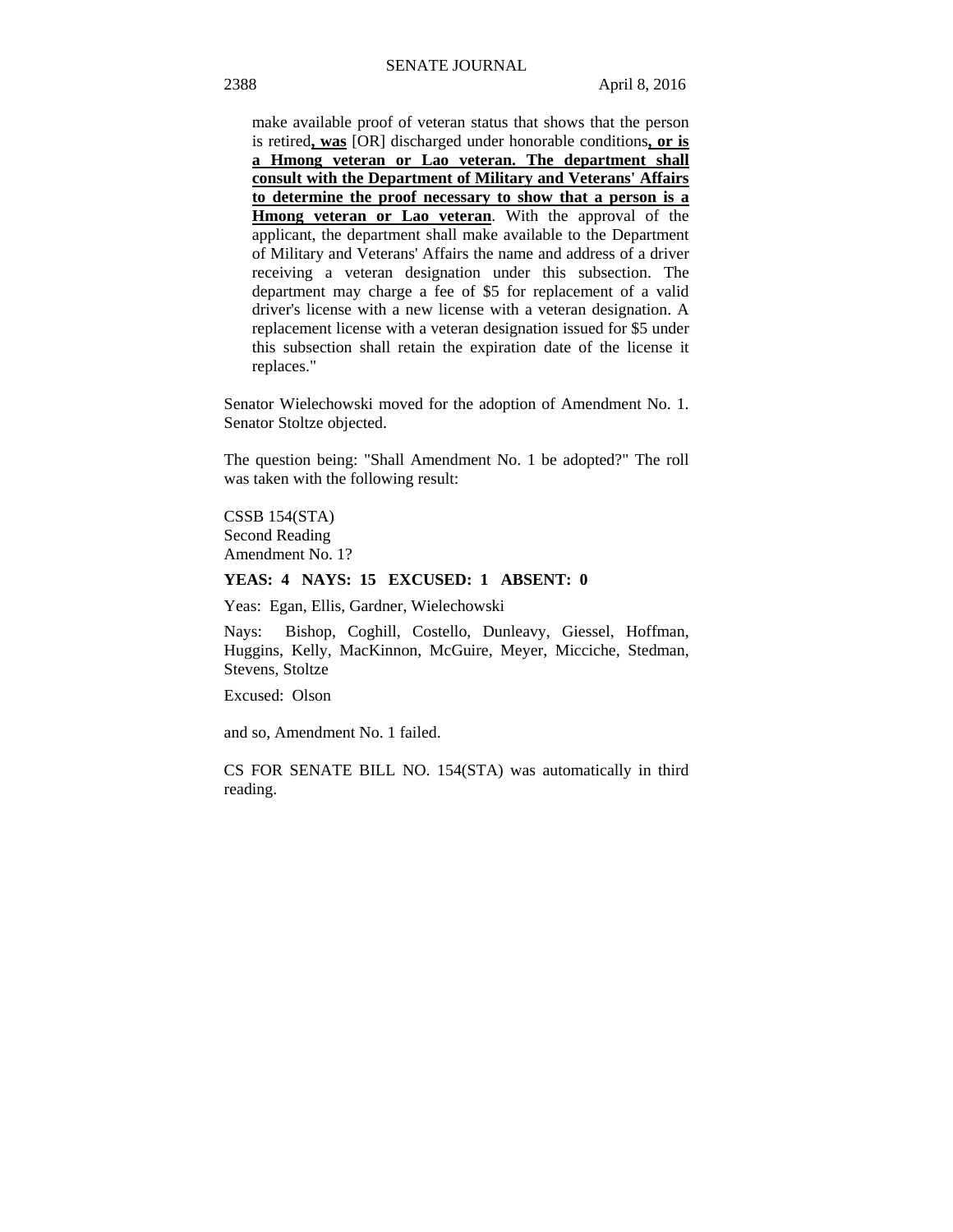make available proof of veteran status that shows that the person is retired**, was** [OR] discharged under honorable conditions**, or is a Hmong veteran or Lao veteran. The department shall consult with the Department of Military and Veterans' Affairs to determine the proof necessary to show that a person is a Hmong veteran or Lao veteran**. With the approval of the applicant, the department shall make available to the Department of Military and Veterans' Affairs the name and address of a driver receiving a veteran designation under this subsection. The department may charge a fee of $5 for replacement of a valid driver's license with a new license with a veteran designation. A replacement license with a veteran designation issued for $5 under this subsection shall retain the expiration date of the license it replaces."

Senator Wielechowski moved for the adoption of Amendment No. 1. Senator Stoltze objected.

The question being: "Shall Amendment No. 1 be adopted?" The roll was taken with the following result:

CSSB 154(STA)
Second Reading
Amendment No. 1?

**YEAS: 4 NAYS: 15 EXCUSED: 1 ABSENT: 0**

Yeas: Egan, Ellis, Gardner, Wielechowski

Nays: Bishop, Coghill, Costello, Dunleavy, Giessel, Hoffman, Huggins, Kelly, MacKinnon, McGuire, Meyer, Micciche, Stedman, Stevens, Stoltze

Excused: Olson

and so, Amendment No. 1 failed.

CS FOR SENATE BILL NO. 154(STA) was automatically in third reading.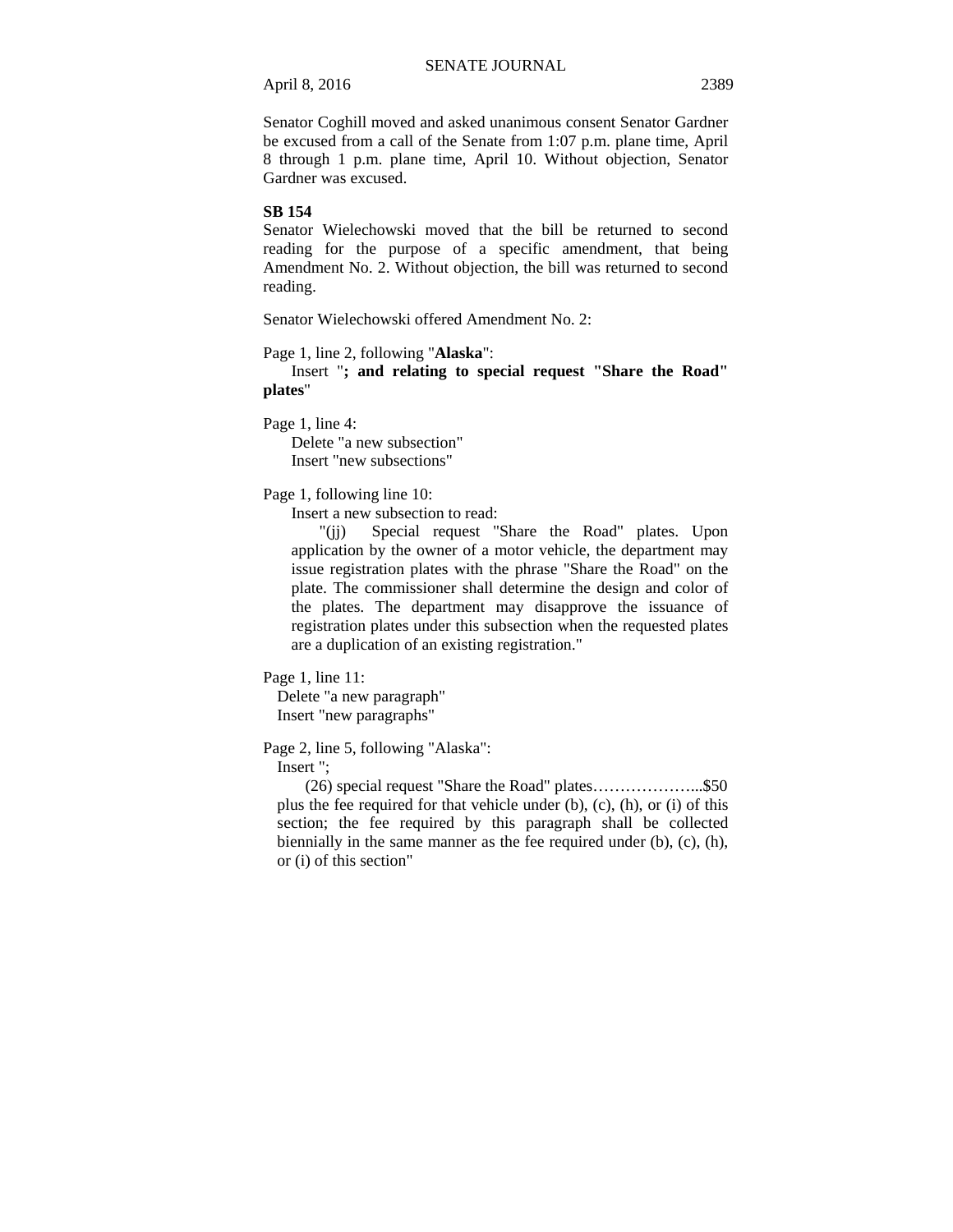Senator Coghill moved and asked unanimous consent Senator Gardner be excused from a call of the Senate from 1:07 p.m. plane time, April 8 through 1 p.m. plane time, April 10. Without objection, Senator Gardner was excused.

**SB 154**

Senator Wielechowski moved that the bill be returned to second reading for the purpose of a specific amendment, that being Amendment No. 2. Without objection, the bill was returned to second reading.

Senator Wielechowski offered Amendment No. 2:

Page 1, line 2, following "**Alaska**":

Insert "**; and relating to special request "Share the Road" plates**"

Page 1, line 4:

Delete "a new subsection"
Insert "new subsections"

Page 1, following line 10:

Insert a new subsection to read:

"(jj) Special request "Share the Road" plates. Upon application by the owner of a motor vehicle, the department may issue registration plates with the phrase "Share the Road" on the plate. The commissioner shall determine the design and color of the plates. The department may disapprove the issuance of registration plates under this subsection when the requested plates are a duplication of an existing registration."

Page 1, line 11:

Delete "a new paragraph"
Insert "new paragraphs"

Page 2, line 5, following "Alaska":

Insert ";

(26) special request "Share the Road" plates………………...$50 plus the fee required for that vehicle under (b), (c), (h), or (i) of this section; the fee required by this paragraph shall be collected biennially in the same manner as the fee required under (b), (c), (h), or (i) of this section"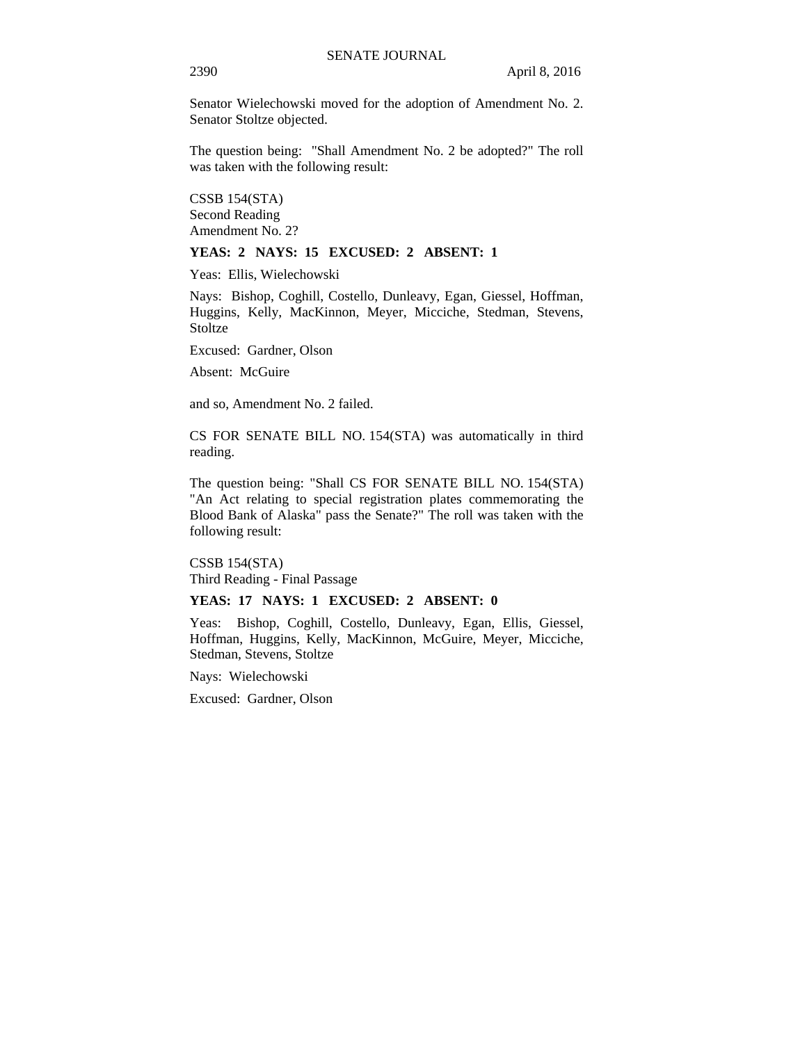Senator Wielechowski moved for the adoption of Amendment No. 2. Senator Stoltze objected.

The question being: "Shall Amendment No. 2 be adopted?" The roll was taken with the following result:

CSSB 154(STA)
Second Reading
Amendment No. 2?

**YEAS: 2 NAYS: 15 EXCUSED: 2 ABSENT: 1**

Yeas: Ellis, Wielechowski

Nays: Bishop, Coghill, Costello, Dunleavy, Egan, Giessel, Hoffman, Huggins, Kelly, MacKinnon, Meyer, Micciche, Stedman, Stevens, Stoltze

Excused: Gardner, Olson

Absent: McGuire

and so, Amendment No. 2 failed.

CS FOR SENATE BILL NO. 154(STA) was automatically in third reading.

The question being: "Shall CS FOR SENATE BILL NO. 154(STA) "An Act relating to special registration plates commemorating the Blood Bank of Alaska" pass the Senate?" The roll was taken with the following result:

CSSB 154(STA)
Third Reading - Final Passage

**YEAS: 17 NAYS: 1 EXCUSED: 2 ABSENT: 0**

Yeas: Bishop, Coghill, Costello, Dunleavy, Egan, Ellis, Giessel, Hoffman, Huggins, Kelly, MacKinnon, McGuire, Meyer, Micciche, Stedman, Stevens, Stoltze

Nays: Wielechowski

Excused: Gardner, Olson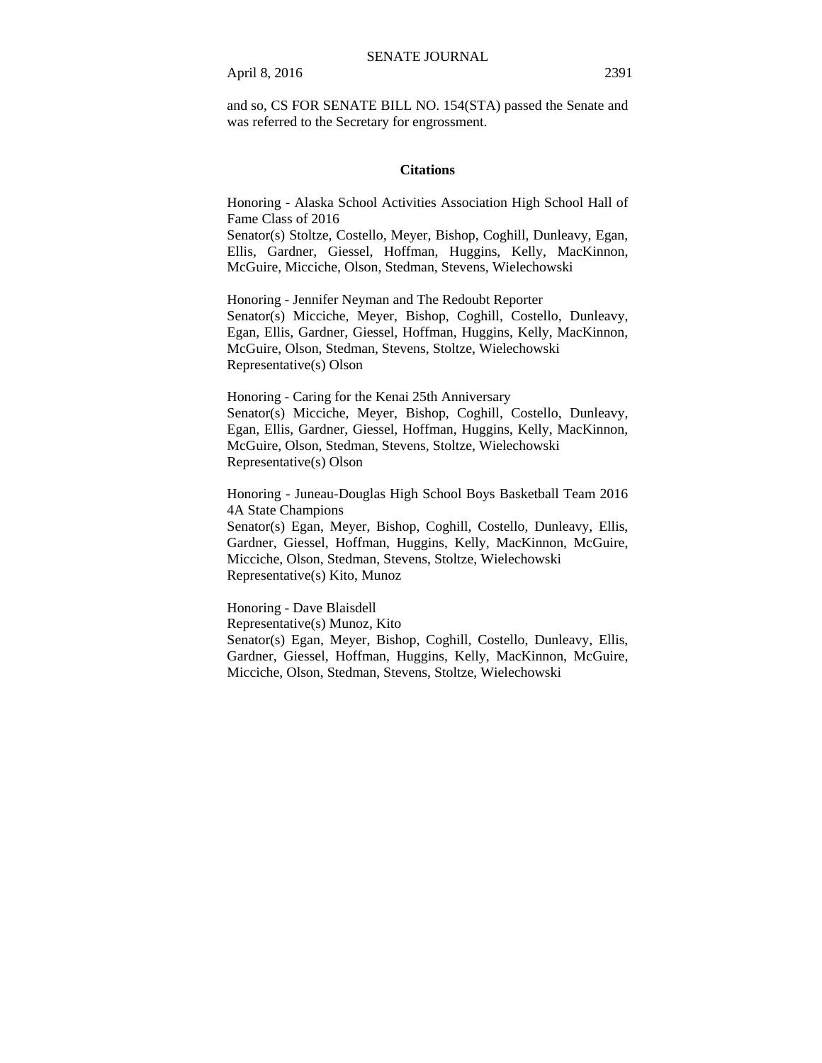and so, CS FOR SENATE BILL NO. 154(STA) passed the Senate and was referred to the Secretary for engrossment.

**Citations**

Honoring - Alaska School Activities Association High School Hall of Fame Class of 2016
Senator(s) Stoltze, Costello, Meyer, Bishop, Coghill, Dunleavy, Egan, Ellis, Gardner, Giessel, Hoffman, Huggins, Kelly, MacKinnon, McGuire, Micciche, Olson, Stedman, Stevens, Wielechowski

Honoring - Jennifer Neyman and The Redoubt Reporter
Senator(s) Micciche, Meyer, Bishop, Coghill, Costello, Dunleavy, Egan, Ellis, Gardner, Giessel, Hoffman, Huggins, Kelly, MacKinnon, McGuire, Olson, Stedman, Stevens, Stoltze, Wielechowski
Representative(s) Olson

Honoring - Caring for the Kenai 25th Anniversary
Senator(s) Micciche, Meyer, Bishop, Coghill, Costello, Dunleavy, Egan, Ellis, Gardner, Giessel, Hoffman, Huggins, Kelly, MacKinnon, McGuire, Olson, Stedman, Stevens, Stoltze, Wielechowski
Representative(s) Olson

Honoring - Juneau-Douglas High School Boys Basketball Team 2016 4A State Champions
Senator(s) Egan, Meyer, Bishop, Coghill, Costello, Dunleavy, Ellis, Gardner, Giessel, Hoffman, Huggins, Kelly, MacKinnon, McGuire, Micciche, Olson, Stedman, Stevens, Stoltze, Wielechowski
Representative(s) Kito, Munoz

Honoring - Dave Blaisdell
Representative(s) Munoz, Kito
Senator(s) Egan, Meyer, Bishop, Coghill, Costello, Dunleavy, Ellis, Gardner, Giessel, Hoffman, Huggins, Kelly, MacKinnon, McGuire, Micciche, Olson, Stedman, Stevens, Stoltze, Wielechowski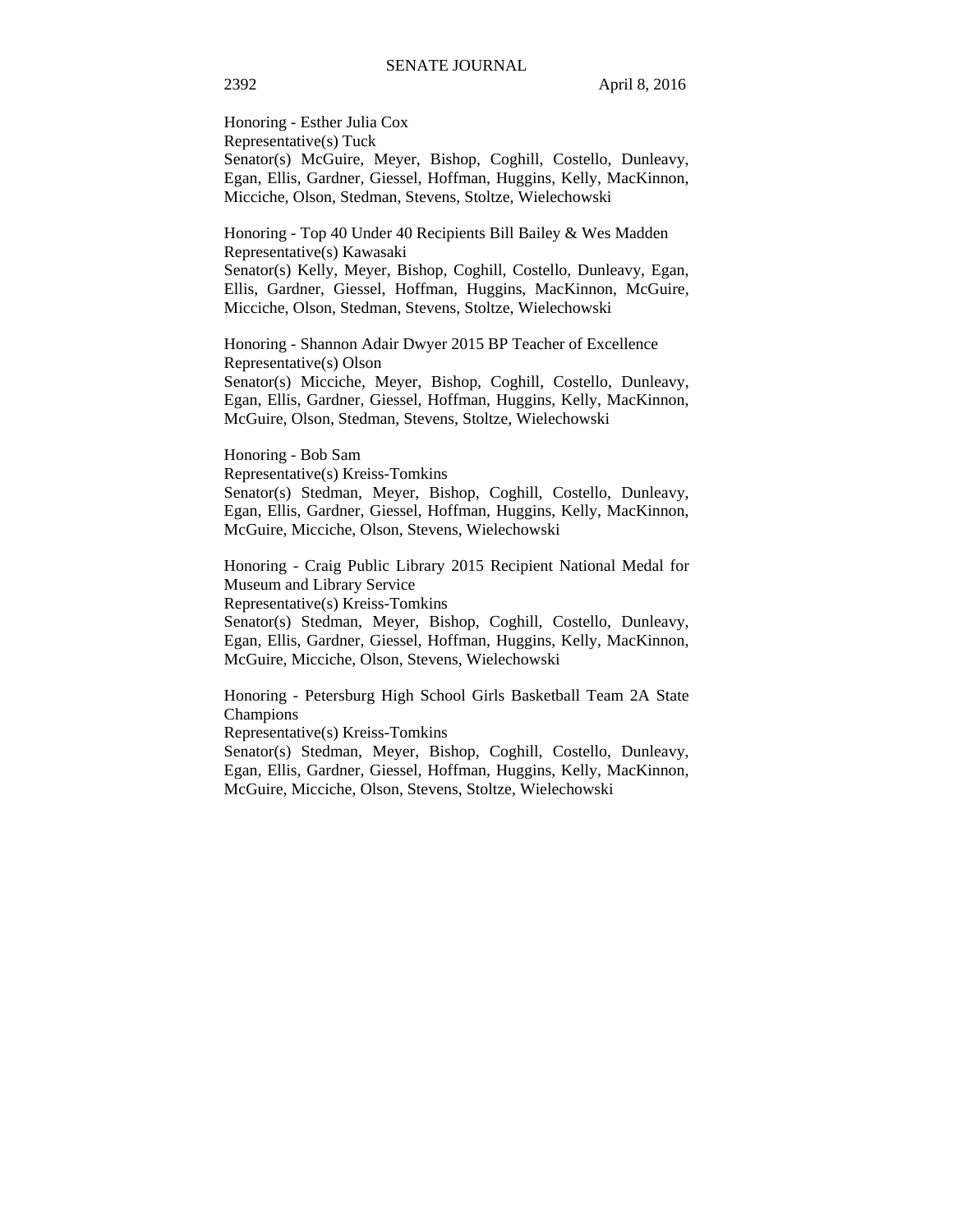Honoring - Esther Julia Cox
Representative(s) Tuck
Senator(s) McGuire, Meyer, Bishop, Coghill, Costello, Dunleavy, Egan, Ellis, Gardner, Giessel, Hoffman, Huggins, Kelly, MacKinnon, Micciche, Olson, Stedman, Stevens, Stoltze, Wielechowski

Honoring - Top 40 Under 40 Recipients Bill Bailey & Wes Madden
Representative(s) Kawasaki
Senator(s) Kelly, Meyer, Bishop, Coghill, Costello, Dunleavy, Egan, Ellis, Gardner, Giessel, Hoffman, Huggins, MacKinnon, McGuire, Micciche, Olson, Stedman, Stevens, Stoltze, Wielechowski

Honoring - Shannon Adair Dwyer 2015 BP Teacher of Excellence
Representative(s) Olson
Senator(s) Micciche, Meyer, Bishop, Coghill, Costello, Dunleavy, Egan, Ellis, Gardner, Giessel, Hoffman, Huggins, Kelly, MacKinnon, McGuire, Olson, Stedman, Stevens, Stoltze, Wielechowski

Honoring - Bob Sam
Representative(s) Kreiss-Tomkins
Senator(s) Stedman, Meyer, Bishop, Coghill, Costello, Dunleavy, Egan, Ellis, Gardner, Giessel, Hoffman, Huggins, Kelly, MacKinnon, McGuire, Micciche, Olson, Stevens, Wielechowski

Honoring - Craig Public Library 2015 Recipient National Medal for Museum and Library Service
Representative(s) Kreiss-Tomkins
Senator(s) Stedman, Meyer, Bishop, Coghill, Costello, Dunleavy, Egan, Ellis, Gardner, Giessel, Hoffman, Huggins, Kelly, MacKinnon, McGuire, Micciche, Olson, Stevens, Wielechowski

Honoring - Petersburg High School Girls Basketball Team 2A State Champions
Representative(s) Kreiss-Tomkins
Senator(s) Stedman, Meyer, Bishop, Coghill, Costello, Dunleavy, Egan, Ellis, Gardner, Giessel, Hoffman, Huggins, Kelly, MacKinnon, McGuire, Micciche, Olson, Stevens, Stoltze, Wielechowski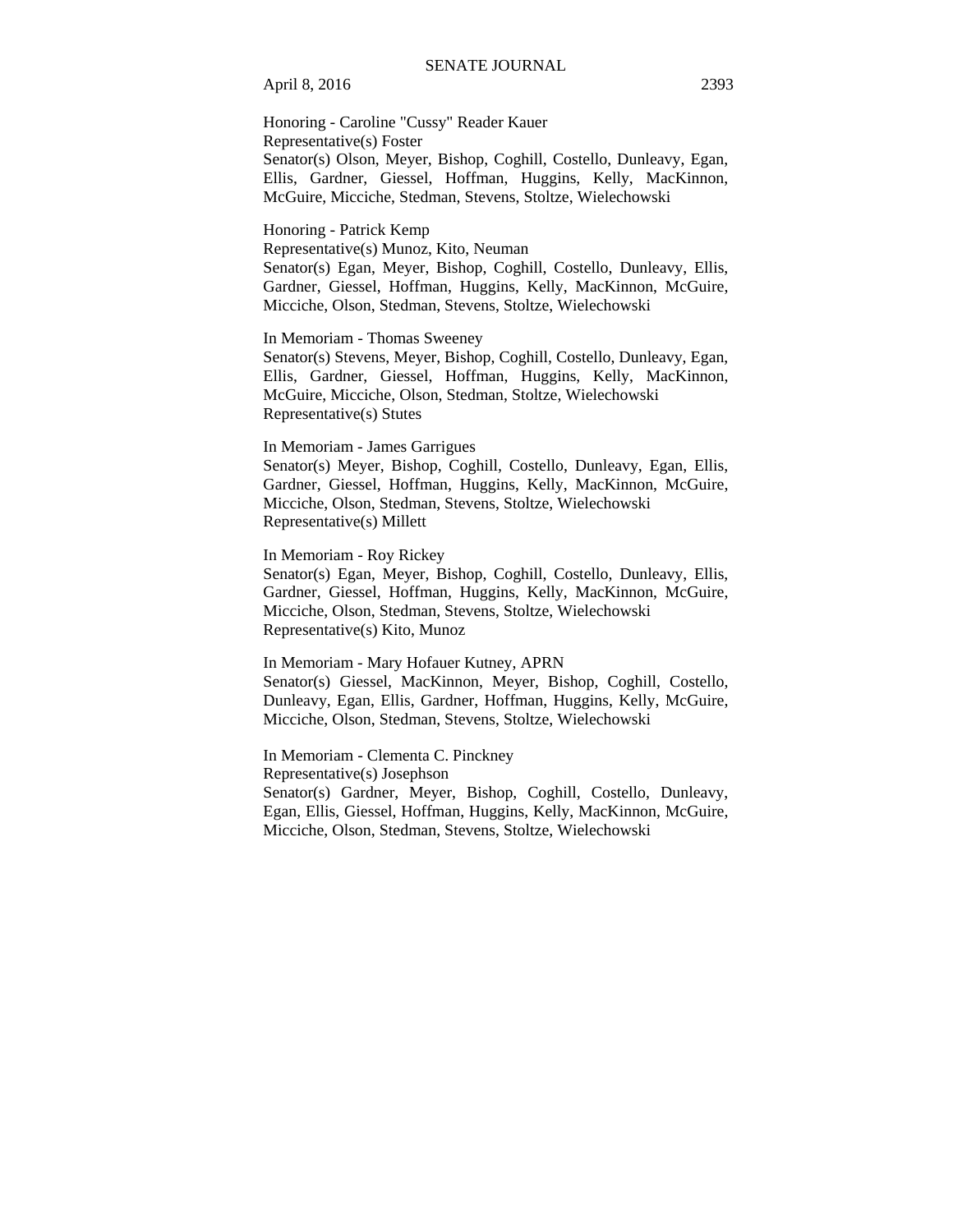Honoring - Caroline "Cussy" Reader Kauer
Representative(s) Foster
Senator(s) Olson, Meyer, Bishop, Coghill, Costello, Dunleavy, Egan, Ellis, Gardner, Giessel, Hoffman, Huggins, Kelly, MacKinnon, McGuire, Micciche, Stedman, Stevens, Stoltze, Wielechowski

Honoring - Patrick Kemp
Representative(s) Munoz, Kito, Neuman
Senator(s) Egan, Meyer, Bishop, Coghill, Costello, Dunleavy, Ellis, Gardner, Giessel, Hoffman, Huggins, Kelly, MacKinnon, McGuire, Micciche, Olson, Stedman, Stevens, Stoltze, Wielechowski

In Memoriam - Thomas Sweeney
Senator(s) Stevens, Meyer, Bishop, Coghill, Costello, Dunleavy, Egan, Ellis, Gardner, Giessel, Hoffman, Huggins, Kelly, MacKinnon, McGuire, Micciche, Olson, Stedman, Stoltze, Wielechowski
Representative(s) Stutes

In Memoriam - James Garrigues
Senator(s) Meyer, Bishop, Coghill, Costello, Dunleavy, Egan, Ellis, Gardner, Giessel, Hoffman, Huggins, Kelly, MacKinnon, McGuire, Micciche, Olson, Stedman, Stevens, Stoltze, Wielechowski
Representative(s) Millett

In Memoriam - Roy Rickey
Senator(s) Egan, Meyer, Bishop, Coghill, Costello, Dunleavy, Ellis, Gardner, Giessel, Hoffman, Huggins, Kelly, MacKinnon, McGuire, Micciche, Olson, Stedman, Stevens, Stoltze, Wielechowski
Representative(s) Kito, Munoz

In Memoriam - Mary Hofauer Kutney, APRN
Senator(s) Giessel, MacKinnon, Meyer, Bishop, Coghill, Costello, Dunleavy, Egan, Ellis, Gardner, Hoffman, Huggins, Kelly, McGuire, Micciche, Olson, Stedman, Stevens, Stoltze, Wielechowski

In Memoriam - Clementa C. Pinckney
Representative(s) Josephson
Senator(s) Gardner, Meyer, Bishop, Coghill, Costello, Dunleavy, Egan, Ellis, Giessel, Hoffman, Huggins, Kelly, MacKinnon, McGuire, Micciche, Olson, Stedman, Stevens, Stoltze, Wielechowski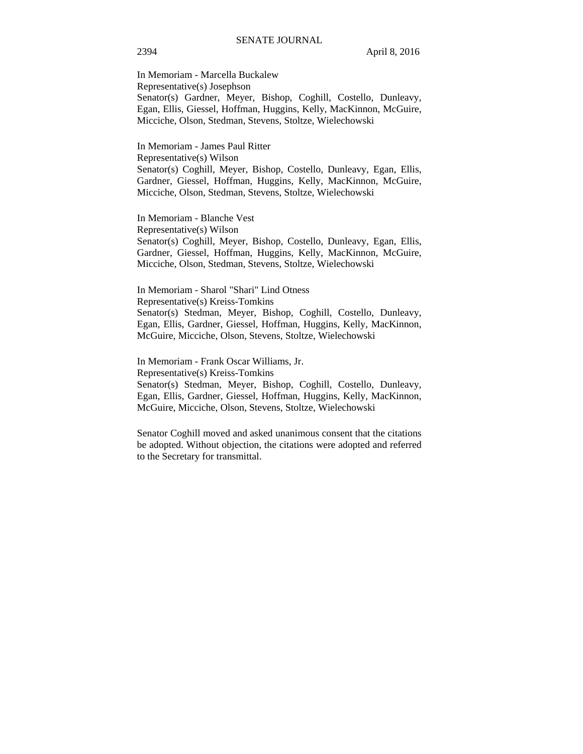In Memoriam - Marcella Buckalew
Representative(s) Josephson
Senator(s) Gardner, Meyer, Bishop, Coghill, Costello, Dunleavy, Egan, Ellis, Giessel, Hoffman, Huggins, Kelly, MacKinnon, McGuire, Micciche, Olson, Stedman, Stevens, Stoltze, Wielechowski

In Memoriam - James Paul Ritter
Representative(s) Wilson
Senator(s) Coghill, Meyer, Bishop, Costello, Dunleavy, Egan, Ellis, Gardner, Giessel, Hoffman, Huggins, Kelly, MacKinnon, McGuire, Micciche, Olson, Stedman, Stevens, Stoltze, Wielechowski

In Memoriam - Blanche Vest
Representative(s) Wilson
Senator(s) Coghill, Meyer, Bishop, Costello, Dunleavy, Egan, Ellis, Gardner, Giessel, Hoffman, Huggins, Kelly, MacKinnon, McGuire, Micciche, Olson, Stedman, Stevens, Stoltze, Wielechowski

In Memoriam - Sharol "Shari" Lind Otness
Representative(s) Kreiss-Tomkins
Senator(s) Stedman, Meyer, Bishop, Coghill, Costello, Dunleavy, Egan, Ellis, Gardner, Giessel, Hoffman, Huggins, Kelly, MacKinnon, McGuire, Micciche, Olson, Stevens, Stoltze, Wielechowski

In Memoriam - Frank Oscar Williams, Jr.
Representative(s) Kreiss-Tomkins
Senator(s) Stedman, Meyer, Bishop, Coghill, Costello, Dunleavy, Egan, Ellis, Gardner, Giessel, Hoffman, Huggins, Kelly, MacKinnon, McGuire, Micciche, Olson, Stevens, Stoltze, Wielechowski

Senator Coghill moved and asked unanimous consent that the citations be adopted. Without objection, the citations were adopted and referred to the Secretary for transmittal.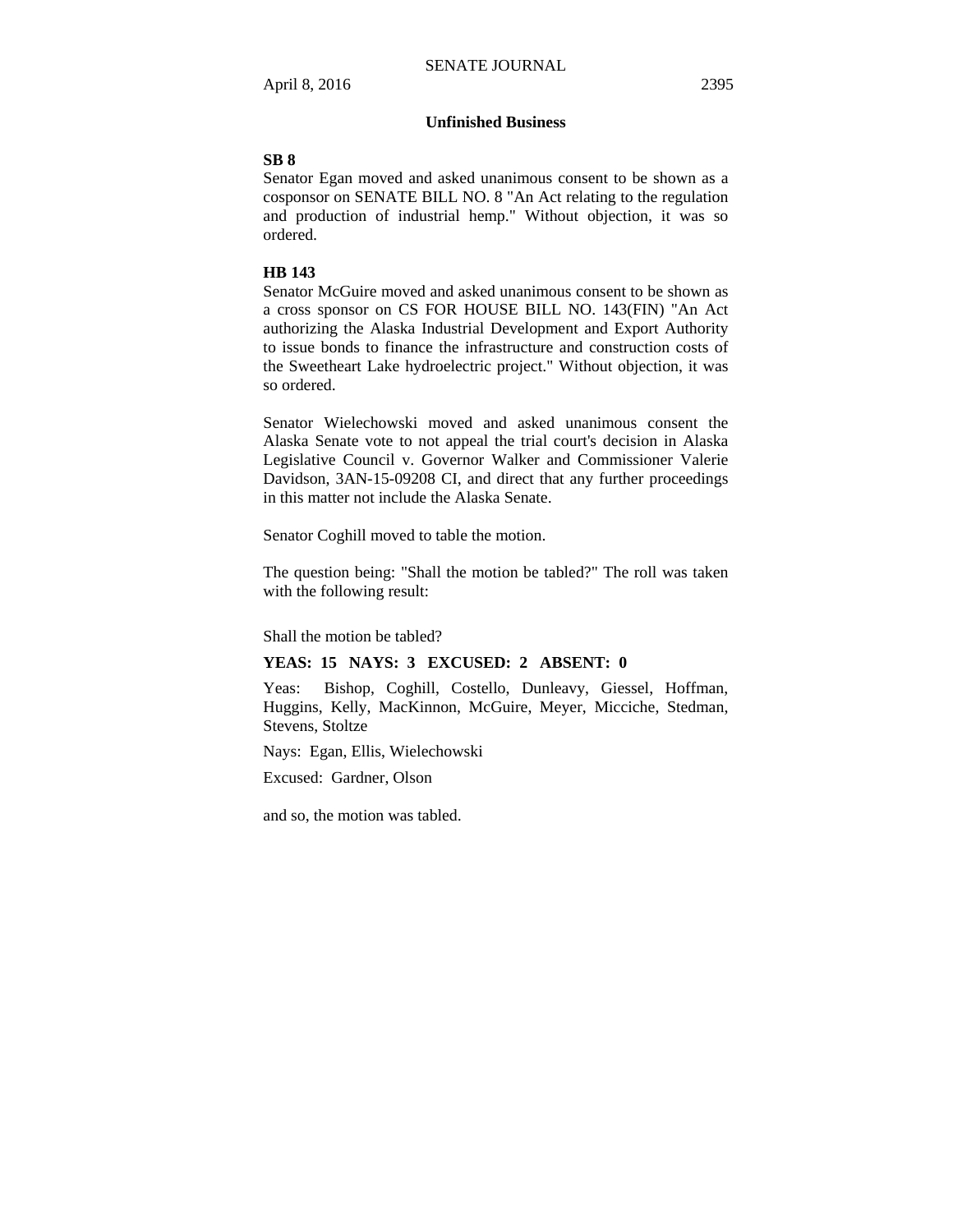## Unfinished Business

**SB 8**

Senator Egan moved and asked unanimous consent to be shown as a cosponsor on SENATE BILL NO. 8 "An Act relating to the regulation and production of industrial hemp." Without objection, it was so ordered.

**HB 143**

Senator McGuire moved and asked unanimous consent to be shown as a cross sponsor on CS FOR HOUSE BILL NO. 143(FIN) "An Act authorizing the Alaska Industrial Development and Export Authority to issue bonds to finance the infrastructure and construction costs of the Sweetheart Lake hydroelectric project." Without objection, it was so ordered.

Senator Wielechowski moved and asked unanimous consent the Alaska Senate vote to not appeal the trial court's decision in Alaska Legislative Council v. Governor Walker and Commissioner Valerie Davidson, 3AN-15-09208 CI, and direct that any further proceedings in this matter not include the Alaska Senate.

Senator Coghill moved to table the motion.

The question being: "Shall the motion be tabled?" The roll was taken with the following result:

Shall the motion be tabled?

**YEAS: 15 NAYS: 3 EXCUSED: 2 ABSENT: 0**

Yeas: Bishop, Coghill, Costello, Dunleavy, Giessel, Hoffman, Huggins, Kelly, MacKinnon, McGuire, Meyer, Micciche, Stedman, Stevens, Stoltze

Nays: Egan, Ellis, Wielechowski

Excused: Gardner, Olson

and so, the motion was tabled.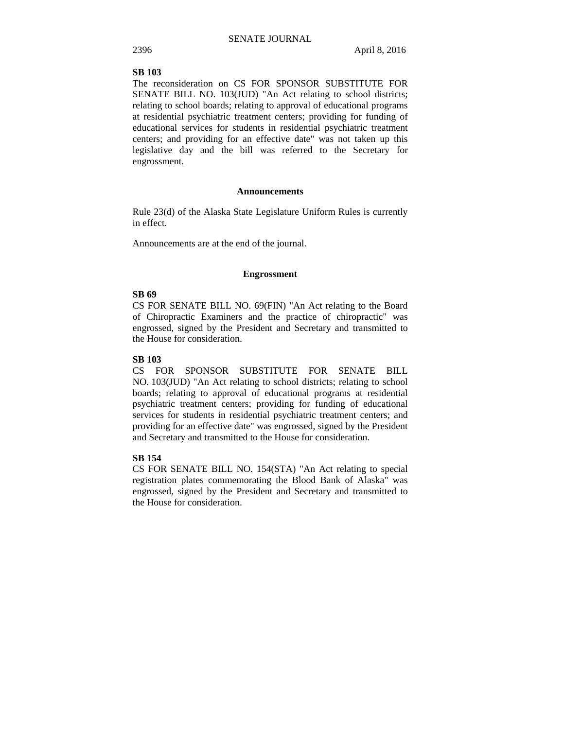**SB 103**

The reconsideration on CS FOR SPONSOR SUBSTITUTE FOR SENATE BILL NO. 103(JUD) "An Act relating to school districts; relating to school boards; relating to approval of educational programs at residential psychiatric treatment centers; providing for funding of educational services for students in residential psychiatric treatment centers; and providing for an effective date" was not taken up this legislative day and the bill was referred to the Secretary for engrossment.

## Announcements

Rule 23(d) of the Alaska State Legislature Uniform Rules is currently in effect.

Announcements are at the end of the journal.

## Engrossment

**SB 69**

CS FOR SENATE BILL NO. 69(FIN) "An Act relating to the Board of Chiropractic Examiners and the practice of chiropractic" was engrossed, signed by the President and Secretary and transmitted to the House for consideration.

**SB 103**

CS FOR SPONSOR SUBSTITUTE FOR SENATE BILL NO. 103(JUD) "An Act relating to school districts; relating to school boards; relating to approval of educational programs at residential psychiatric treatment centers; providing for funding of educational services for students in residential psychiatric treatment centers; and providing for an effective date" was engrossed, signed by the President and Secretary and transmitted to the House for consideration.

**SB 154**

CS FOR SENATE BILL NO. 154(STA) "An Act relating to special registration plates commemorating the Blood Bank of Alaska" was engrossed, signed by the President and Secretary and transmitted to the House for consideration.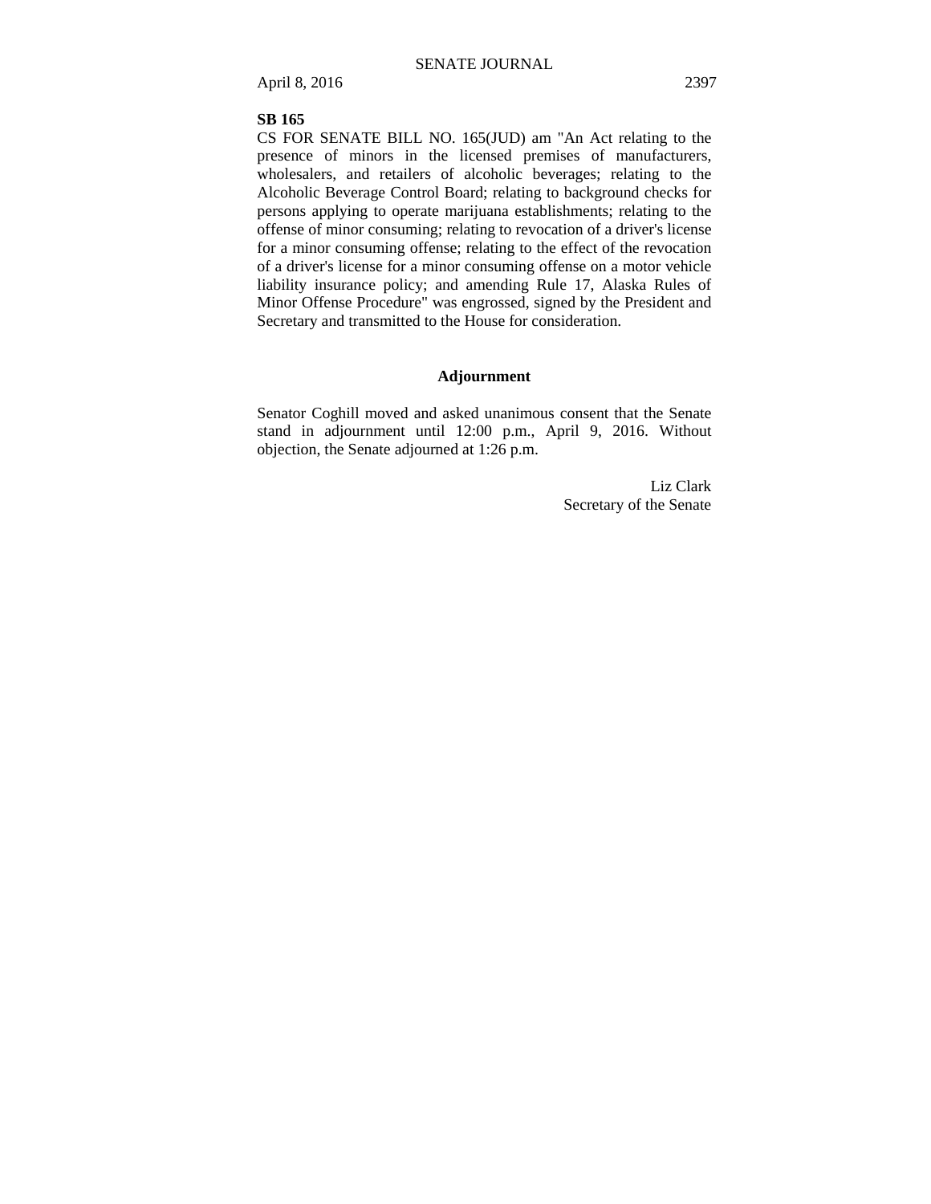**SB 165**

CS FOR SENATE BILL NO. 165(JUD) am "An Act relating to the presence of minors in the licensed premises of manufacturers, wholesalers, and retailers of alcoholic beverages; relating to the Alcoholic Beverage Control Board; relating to background checks for persons applying to operate marijuana establishments; relating to the offense of minor consuming; relating to revocation of a driver's license for a minor consuming offense; relating to the effect of the revocation of a driver's license for a minor consuming offense on a motor vehicle liability insurance policy; and amending Rule 17, Alaska Rules of Minor Offense Procedure" was engrossed, signed by the President and Secretary and transmitted to the House for consideration.

## Adjournment

Senator Coghill moved and asked unanimous consent that the Senate stand in adjournment until 12:00 p.m., April 9, 2016. Without objection, the Senate adjourned at 1:26 p.m.

Liz Clark
Secretary of the Senate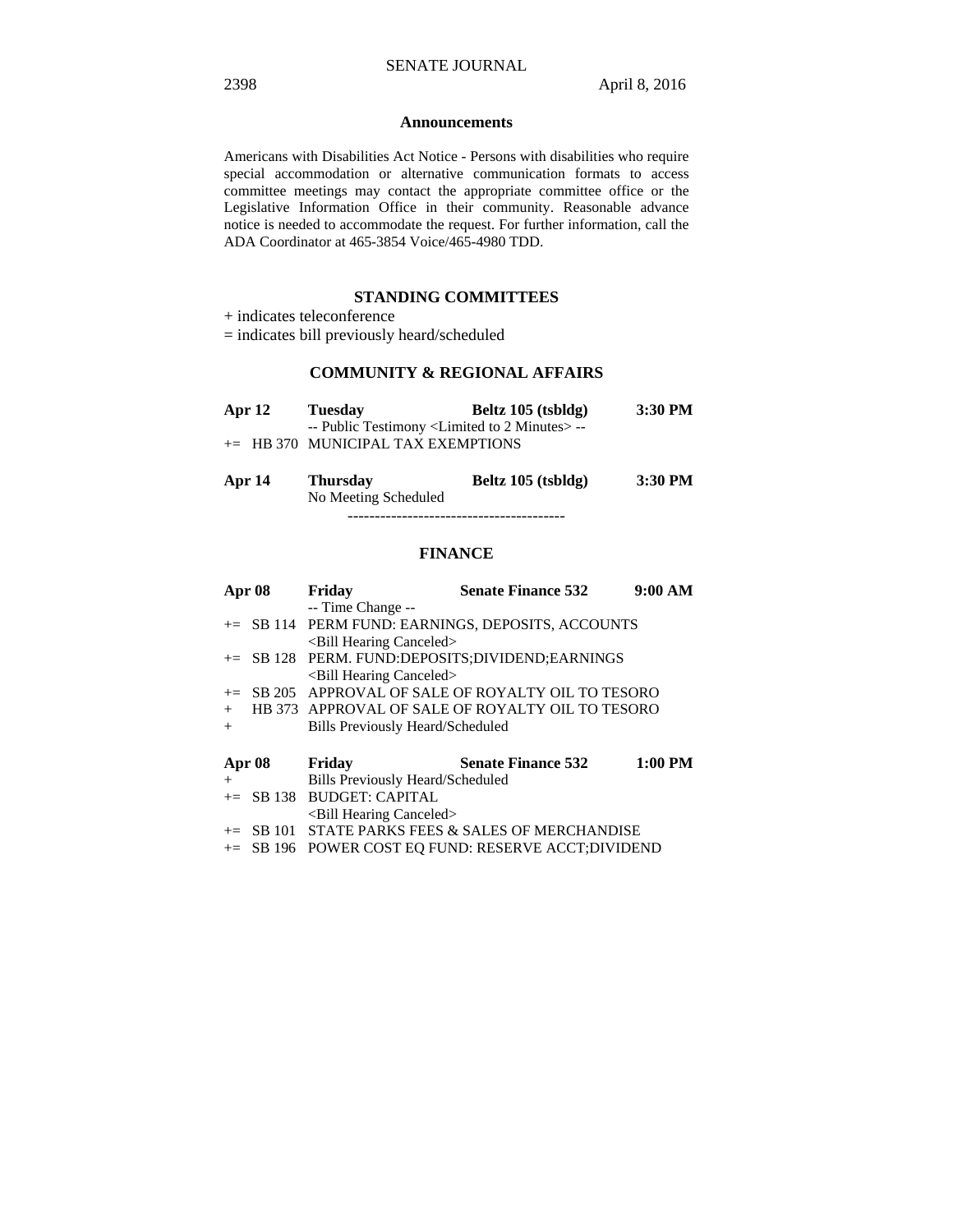## Announcements

Americans with Disabilities Act Notice - Persons with disabilities who require special accommodation or alternative communication formats to access committee meetings may contact the appropriate committee office or the Legislative Information Office in their community. Reasonable advance notice is needed to accommodate the request. For further information, call the ADA Coordinator at 465-3854 Voice/465-4980 TDD.

## STANDING COMMITTEES

+ indicates teleconference
= indicates bill previously heard/scheduled

### COMMUNITY & REGIONAL AFFAIRS

**Apr 12 Tuesday Beltz 105 (tsbldg) 3:30 PM**
-- Public Testimony <Limited to 2 Minutes> --
+= HB 370 MUNICIPAL TAX EXEMPTIONS

**Apr 14 Thursday Beltz 105 (tsbldg) 3:30 PM**
No Meeting Scheduled

----------------------------------------

### FINANCE

**Apr 08 Friday Senate Finance 532 9:00 AM**
-- Time Change --
+= SB 114 PERM FUND: EARNINGS, DEPOSITS, ACCOUNTS
<Bill Hearing Canceled>
+= SB 128 PERM. FUND:DEPOSITS;DIVIDEND;EARNINGS
<Bill Hearing Canceled>
+= SB 205 APPROVAL OF SALE OF ROYALTY OIL TO TESORO
+ HB 373 APPROVAL OF SALE OF ROYALTY OIL TO TESORO
+ Bills Previously Heard/Scheduled

**Apr 08 Friday Senate Finance 532 1:00 PM**
+ Bills Previously Heard/Scheduled
+= SB 138 BUDGET: CAPITAL
<Bill Hearing Canceled>
+= SB 101 STATE PARKS FEES & SALES OF MERCHANDISE
+= SB 196 POWER COST EQ FUND: RESERVE ACCT;DIVIDEND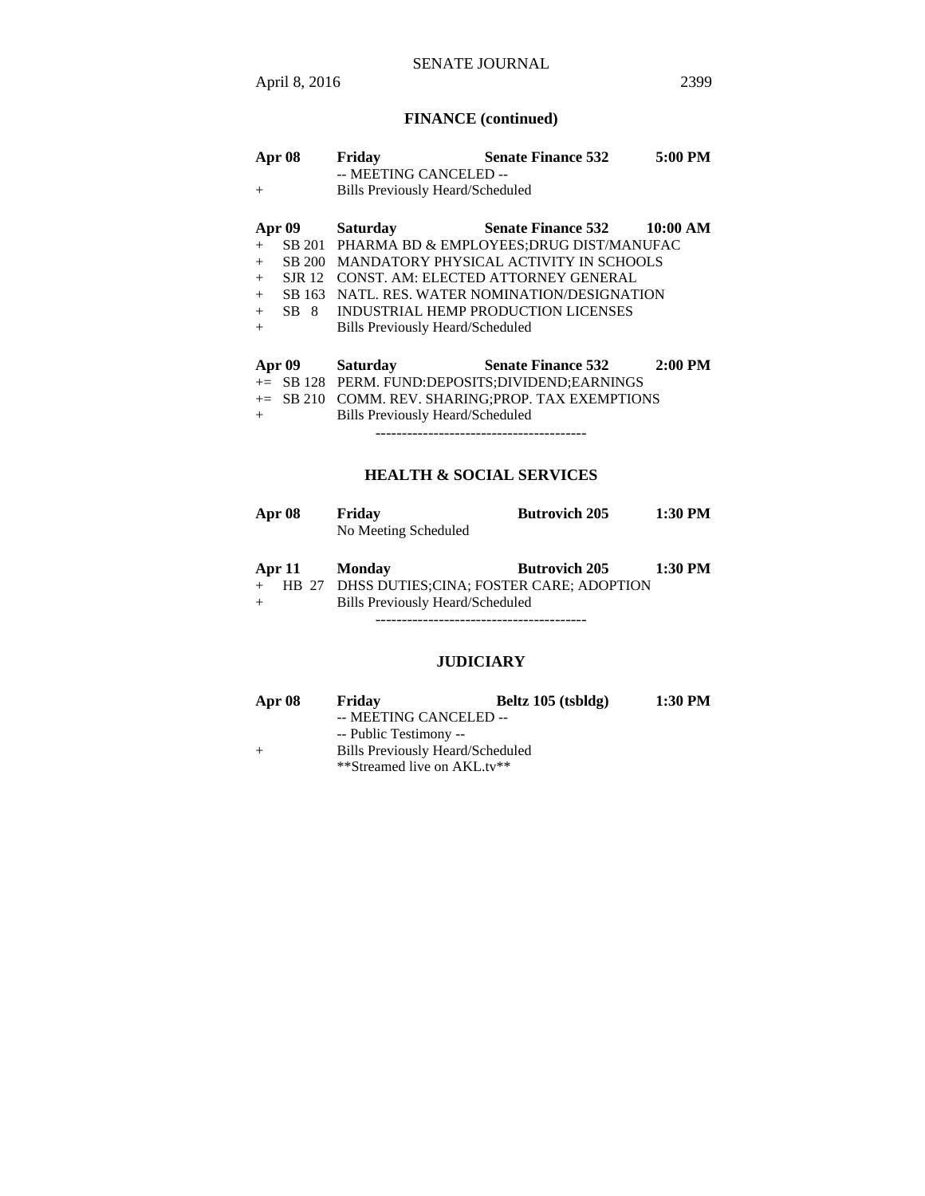## FINANCE (continued)

| | | | | |
|---|---|---|---|---|
| **Apr 08** | | **Friday** | **Senate Finance 532** | **5:00 PM** |
| | | -- MEETING CANCELED -- | | |
| + | | Bills Previously Heard/Scheduled | | |

| | | | | |
|---|---|---|---|---|
| **Apr 09** | | **Saturday** | **Senate Finance 532** | **10:00 AM** |
| + | SB 201 | PHARMA BD & EMPLOYEES;DRUG DIST/MANUFAC | | |
| + | SB 200 | MANDATORY PHYSICAL ACTIVITY IN SCHOOLS | | |
| + | SJR 12 | CONST. AM: ELECTED ATTORNEY GENERAL | | |
| + | SB 163 | NATL. RES. WATER NOMINATION/DESIGNATION | | |
| + | SB 8 | INDUSTRIAL HEMP PRODUCTION LICENSES | | |
| + | | Bills Previously Heard/Scheduled | | |

| | | | | |
|---|---|---|---|---|
| **Apr 09** | | **Saturday** | **Senate Finance 532** | **2:00 PM** |
| += | SB 128 | PERM. FUND:DEPOSITS;DIVIDEND;EARNINGS | | |
| += | SB 210 | COMM. REV. SHARING;PROP. TAX EXEMPTIONS | | |
| + | | Bills Previously Heard/Scheduled | | |

----------------------------------------

## HEALTH & SOCIAL SERVICES

| | | | | |
|---|---|---|---|---|
| **Apr 08** | | **Friday** | **Butrovich 205** | **1:30 PM** |
| | | No Meeting Scheduled | | |

| | | | | |
|---|---|---|---|---|
| **Apr 11** | | **Monday** | **Butrovich 205** | **1:30 PM** |
| + | HB 27 | DHSS DUTIES;CINA; FOSTER CARE; ADOPTION | | |
| + | | Bills Previously Heard/Scheduled | | |

----------------------------------------

## JUDICIARY

| | | | | |
|---|---|---|---|---|
| **Apr 08** | | **Friday** | **Beltz 105 (tsbldg)** | **1:30 PM** |
| | | -- MEETING CANCELED -- | | |
| | | -- Public Testimony -- | | |
| + | | Bills Previously Heard/Scheduled | | |
| | | **Streamed live on AKL.tv** | | |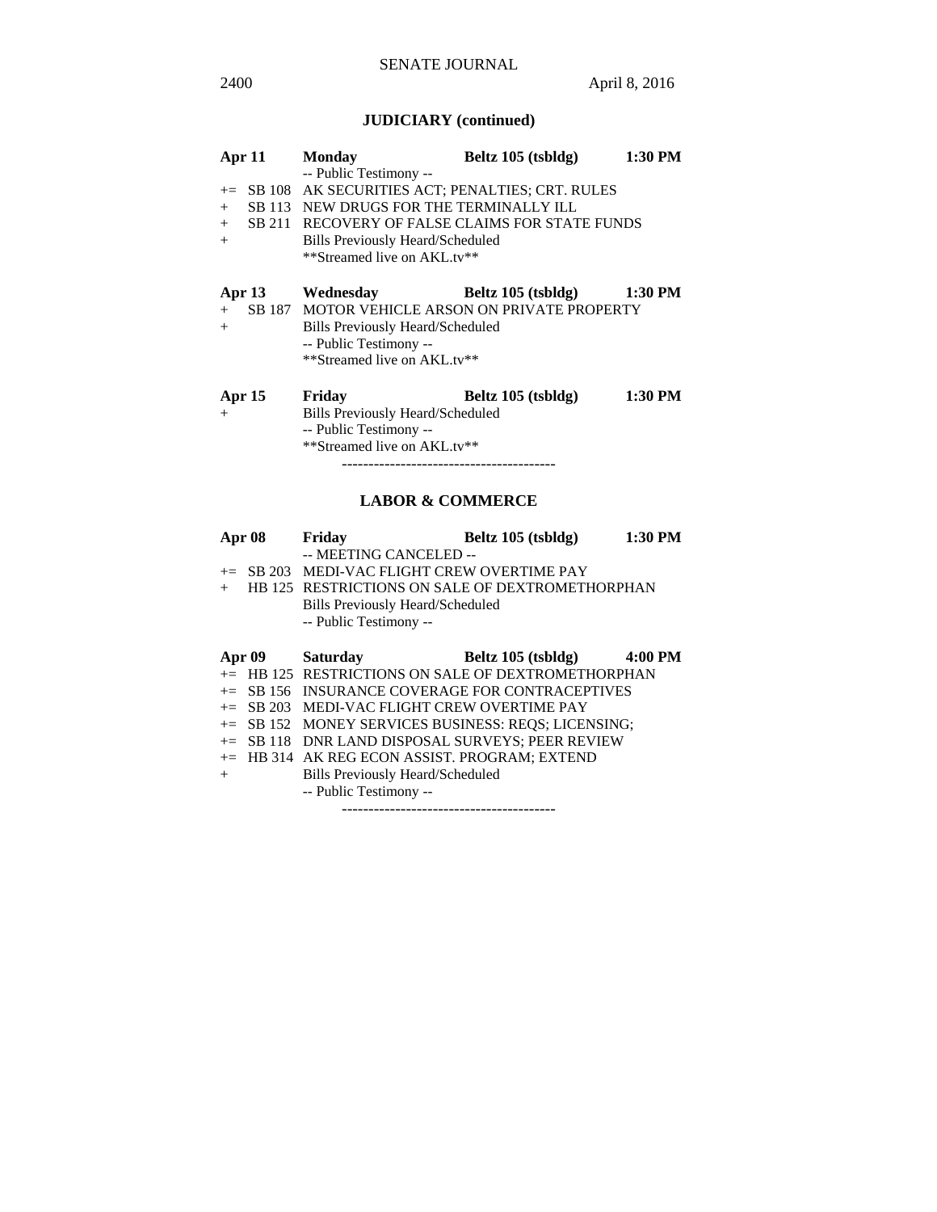## JUDICIARY (continued)

| | | | | |
|---|---|---|---|---|
| **Apr 11** | | **Monday** | **Beltz 105 (tsbldg)** | **1:30 PM** |
| | | -- Public Testimony -- | | |
| += | SB 108 | AK SECURITIES ACT; PENALTIES; CRT. RULES | | |
| + | SB 113 | NEW DRUGS FOR THE TERMINALLY ILL | | |
| + | SB 211 | RECOVERY OF FALSE CLAIMS FOR STATE FUNDS | | |
| + | | Bills Previously Heard/Scheduled | | |
| | | **Streamed live on AKL.tv** | | |

| | | | | |
|---|---|---|---|---|
| **Apr 13** | | **Wednesday** | **Beltz 105 (tsbldg)** | **1:30 PM** |
| + | SB 187 | MOTOR VEHICLE ARSON ON PRIVATE PROPERTY | | |
| + | | Bills Previously Heard/Scheduled | | |
| | | -- Public Testimony -- | | |
| | | **Streamed live on AKL.tv** | | |

| | | | | |
|---|---|---|---|---|
| **Apr 15** | | **Friday** | **Beltz 105 (tsbldg)** | **1:30 PM** |
| + | | Bills Previously Heard/Scheduled | | |
| | | -- Public Testimony -- | | |
| | | **Streamed live on AKL.tv** | | |

----------------------------------------

## LABOR & COMMERCE

| | | | | |
|---|---|---|---|---|
| **Apr 08** | | **Friday** | **Beltz 105 (tsbldg)** | **1:30 PM** |
| | | -- MEETING CANCELED -- | | |
| += | SB 203 | MEDI-VAC FLIGHT CREW OVERTIME PAY | | |
| + | HB 125 | RESTRICTIONS ON SALE OF DEXTROMETHORPHAN | | |
| | | Bills Previously Heard/Scheduled | | |
| | | -- Public Testimony -- | | |

| | | | | |
|---|---|---|---|---|
| **Apr 09** | | **Saturday** | **Beltz 105 (tsbldg)** | **4:00 PM** |
| += | HB 125 | RESTRICTIONS ON SALE OF DEXTROMETHORPHAN | | |
| += | SB 156 | INSURANCE COVERAGE FOR CONTRACEPTIVES | | |
| += | SB 203 | MEDI-VAC FLIGHT CREW OVERTIME PAY | | |
| += | SB 152 | MONEY SERVICES BUSINESS: REQS; LICENSING; | | |
| += | SB 118 | DNR LAND DISPOSAL SURVEYS; PEER REVIEW | | |
| += | HB 314 | AK REG ECON ASSIST. PROGRAM; EXTEND | | |
| + | | Bills Previously Heard/Scheduled | | |
| | | -- Public Testimony -- | | |

----------------------------------------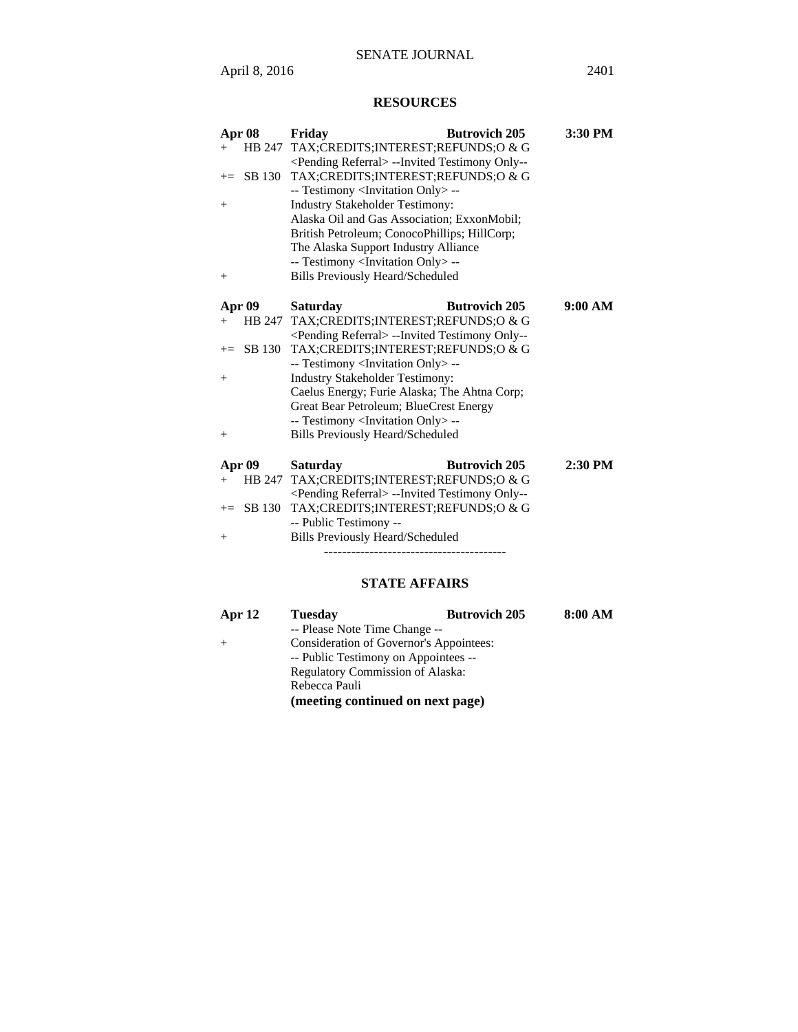## RESOURCES

**Apr 08** **Friday** **Butrovich 205** **3:30 PM**

+ HB 247 TAX;CREDITS;INTEREST;REFUNDS;O & G
  <Pending Referral> --Invited Testimony Only--
+= SB 130 TAX;CREDITS;INTEREST;REFUNDS;O & G
  -- Testimony <Invitation Only> --
+ Industry Stakeholder Testimony:
  Alaska Oil and Gas Association; ExxonMobil;
  British Petroleum; ConocoPhillips; HillCorp;
  The Alaska Support Industry Alliance
  -- Testimony <Invitation Only> --
+ Bills Previously Heard/Scheduled

**Apr 09** **Saturday** **Butrovich 205** **9:00 AM**

+ HB 247 TAX;CREDITS;INTEREST;REFUNDS;O & G
  <Pending Referral> --Invited Testimony Only--
+= SB 130 TAX;CREDITS;INTEREST;REFUNDS;O & G
  -- Testimony <Invitation Only> --
+ Industry Stakeholder Testimony:
  Caelus Energy; Furie Alaska; The Ahtna Corp;
  Great Bear Petroleum; BlueCrest Energy
  -- Testimony <Invitation Only> --
+ Bills Previously Heard/Scheduled

**Apr 09** **Saturday** **Butrovich 205** **2:30 PM**

+ HB 247 TAX;CREDITS;INTEREST;REFUNDS;O & G
  <Pending Referral> --Invited Testimony Only--
+= SB 130 TAX;CREDITS;INTEREST;REFUNDS;O & G
  -- Public Testimony --
+ Bills Previously Heard/Scheduled

----------------------------------------

## STATE AFFAIRS

**Apr 12** **Tuesday** **Butrovich 205** **8:00 AM**

-- Please Note Time Change --
+ Consideration of Governor's Appointees:
  -- Public Testimony on Appointees --
  Regulatory Commission of Alaska:
  Rebecca Pauli

**(meeting continued on next page)**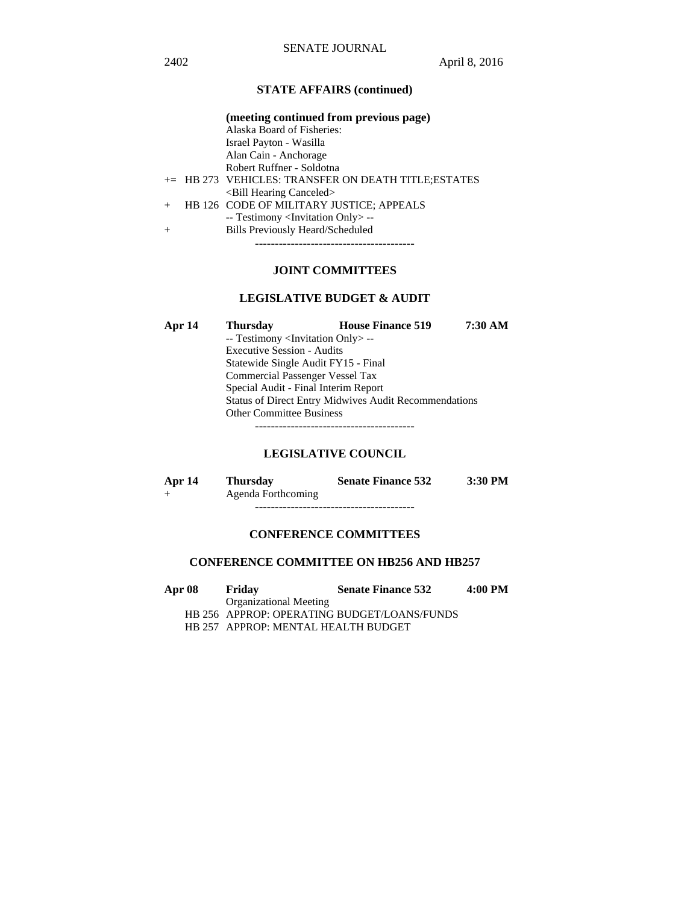## STATE AFFAIRS (continued)

**(meeting continued from previous page)**

Alaska Board of Fisheries:
Israel Payton - Wasilla
Alan Cain - Anchorage
Robert Ruffner - Soldotna

+= HB 273 VEHICLES: TRANSFER ON DEATH TITLE;ESTATES
<Bill Hearing Canceled>

\+ HB 126 CODE OF MILITARY JUSTICE; APPEALS
-- Testimony <Invitation Only> --

\+ Bills Previously Heard/Scheduled

----------------------------------------

## JOINT COMMITTEES

### LEGISLATIVE BUDGET & AUDIT

| **Apr 14** | **Thursday** | **House Finance 519** | **7:30 AM** |
|---|---|---|---|

-- Testimony <Invitation Only> --
Executive Session - Audits
Statewide Single Audit FY15 - Final
Commercial Passenger Vessel Tax
Special Audit - Final Interim Report
Status of Direct Entry Midwives Audit Recommendations
Other Committee Business

----------------------------------------

### LEGISLATIVE COUNCIL

| **Apr 14** | **Thursday** | **Senate Finance 532** | **3:30 PM** |
|---|---|---|---|

\+ Agenda Forthcoming

----------------------------------------

## CONFERENCE COMMITTEES

### CONFERENCE COMMITTEE ON HB256 AND HB257

| **Apr 08** | **Friday** | **Senate Finance 532** | **4:00 PM** |
|---|---|---|---|

Organizational Meeting
HB 256 APPROP: OPERATING BUDGET/LOANS/FUNDS
HB 257 APPROP: MENTAL HEALTH BUDGET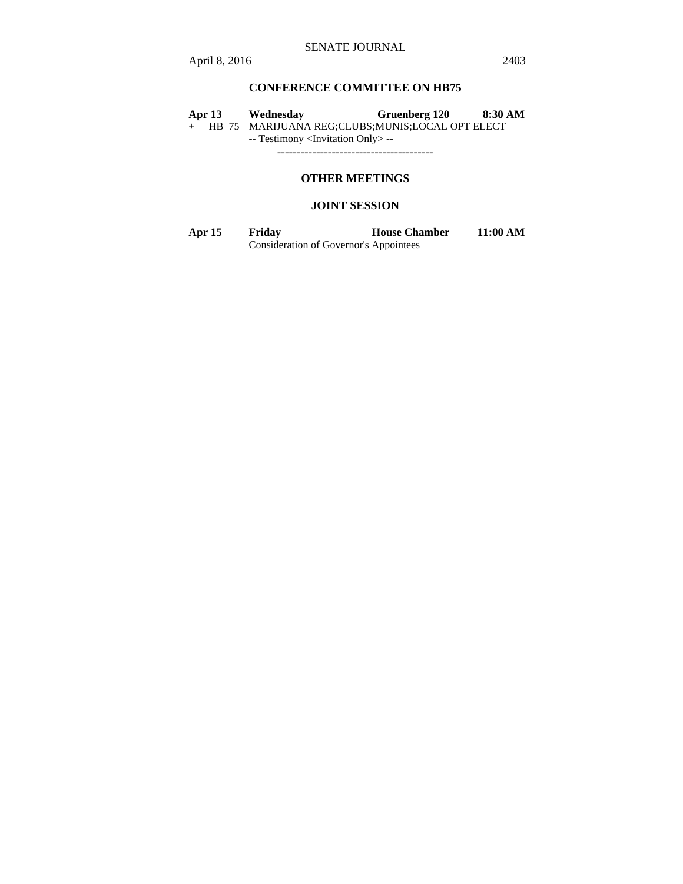## CONFERENCE COMMITTEE ON HB75

**Apr 13** **Wednesday** **Gruenberg 120** **8:30 AM**

+ HB 75 MARIJUANA REG;CLUBS;MUNIS;LOCAL OPT ELECT
-- Testimony <Invitation Only> --

----------------------------------------

## OTHER MEETINGS

### JOINT SESSION

**Apr 15** **Friday** **House Chamber** **11:00 AM**

Consideration of Governor's Appointees